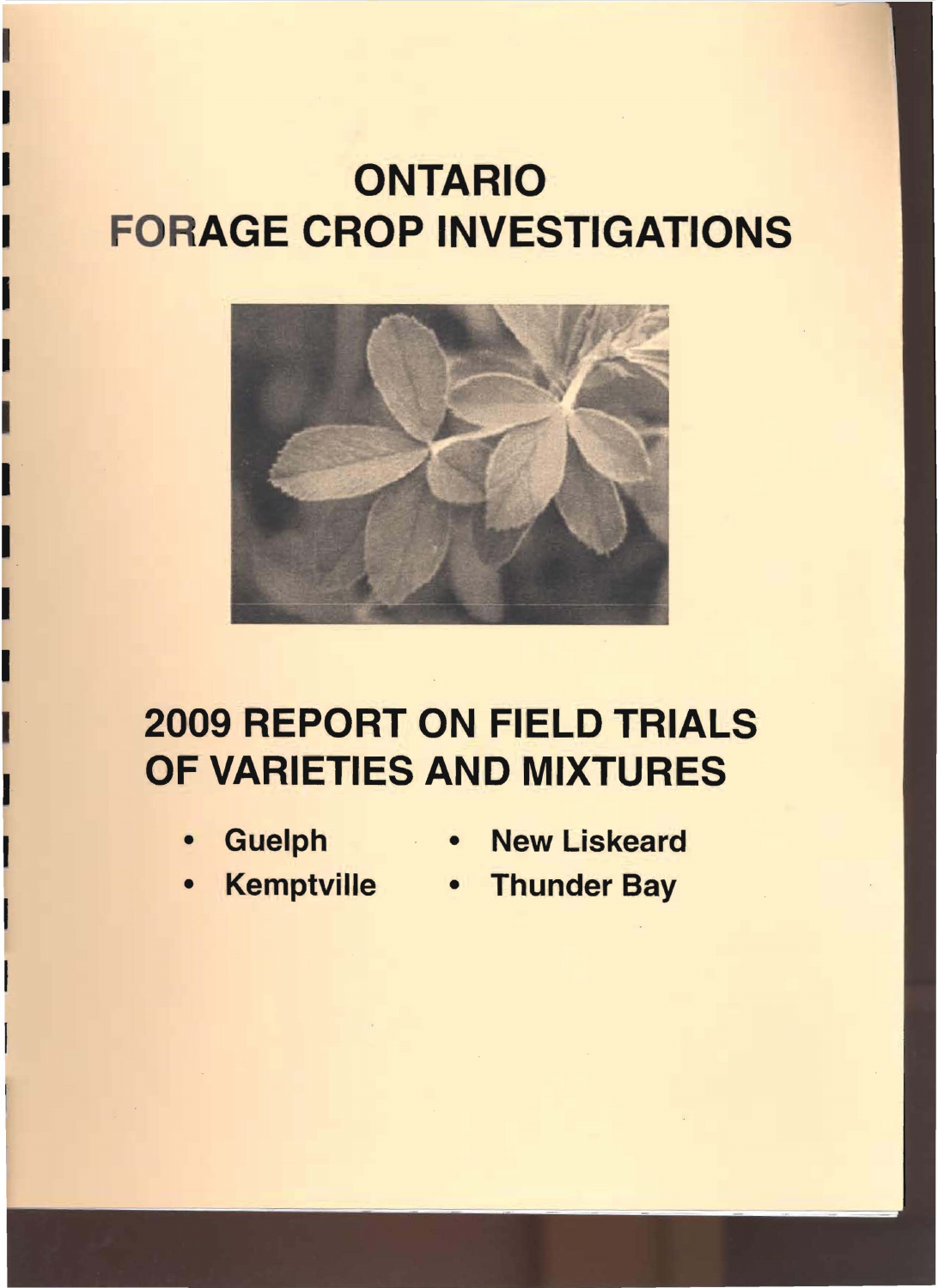# ONTARIO
# FORAGE CROP INVESTIGATIONS

## 2009 REPORT ON FIELD TRIALS OF VARIETIES AND MIXTURES

- Guelph
- Kemptville
- New Liskeard
- Thunder Bay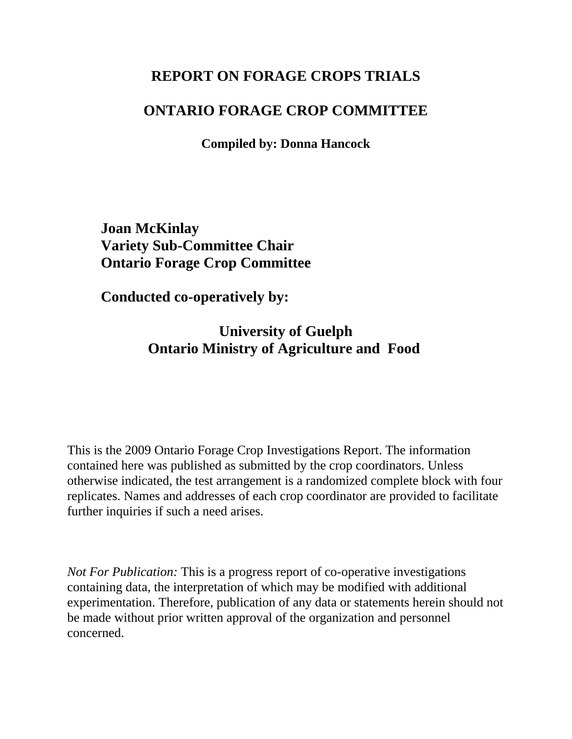# REPORT ON FORAGE CROPS TRIALS

# ONTARIO FORAGE CROP COMMITTEE

**Compiled by: Donna Hancock**

**Joan McKinlay**
**Variety Sub-Committee Chair**
**Ontario Forage Crop Committee**

**Conducted co-operatively by:**

**University of Guelph**
**Ontario Ministry of Agriculture and Food**

This is the 2009 Ontario Forage Crop Investigations Report. The information contained here was published as submitted by the crop coordinators. Unless otherwise indicated, the test arrangement is a randomized complete block with four replicates. Names and addresses of each crop coordinator are provided to facilitate further inquiries if such a need arises.

*Not For Publication:* This is a progress report of co-operative investigations containing data, the interpretation of which may be modified with additional experimentation. Therefore, publication of any data or statements herein should not be made without prior written approval of the organization and personnel concerned.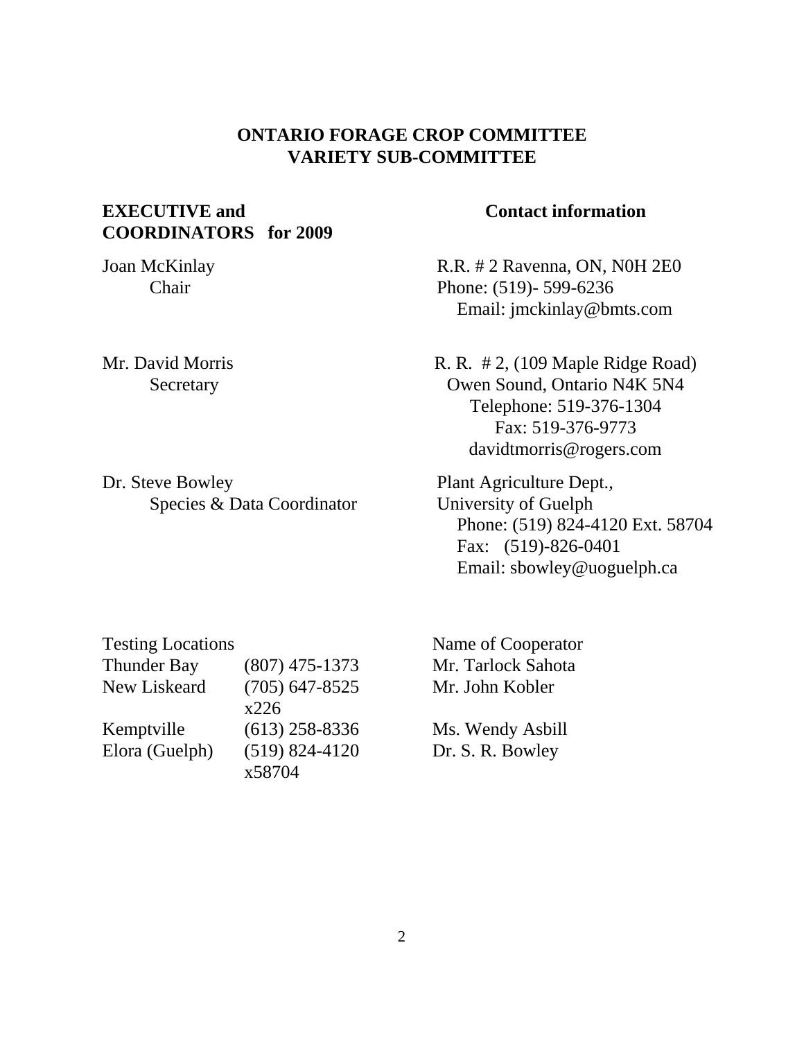# ONTARIO FORAGE CROP COMMITTEE
# VARIETY SUB-COMMITTEE

| **EXECUTIVE and COORDINATORS for 2009** | **Contact information** |
|---|---|
| Joan McKinlay<br>Chair | R.R. # 2 Ravenna, ON, N0H 2E0<br>Phone: (519)- 599-6236<br>Email: jmckinlay@bmts.com |
| Mr. David Morris<br>Secretary | R. R. # 2, (109 Maple Ridge Road)<br>Owen Sound, Ontario N4K 5N4<br>Telephone: 519-376-1304<br>Fax: 519-376-9773<br>davidtmorris@rogers.com |
| Dr. Steve Bowley<br>Species & Data Coordinator | Plant Agriculture Dept.,<br>University of Guelph<br>Phone: (519) 824-4120 Ext. 58704<br>Fax: (519)-826-0401<br>Email: sbowley@uoguelph.ca |

| Testing Locations | | Name of Cooperator |
|---|---|---|
| Thunder Bay | (807) 475-1373 | Mr. Tarlock Sahota |
| New Liskeard | (705) 647-8525 x226 | Mr. John Kobler |
| Kemptville | (613) 258-8336 | Ms. Wendy Asbill |
| Elora (Guelph) | (519) 824-4120 x58704 | Dr. S. R. Bowley |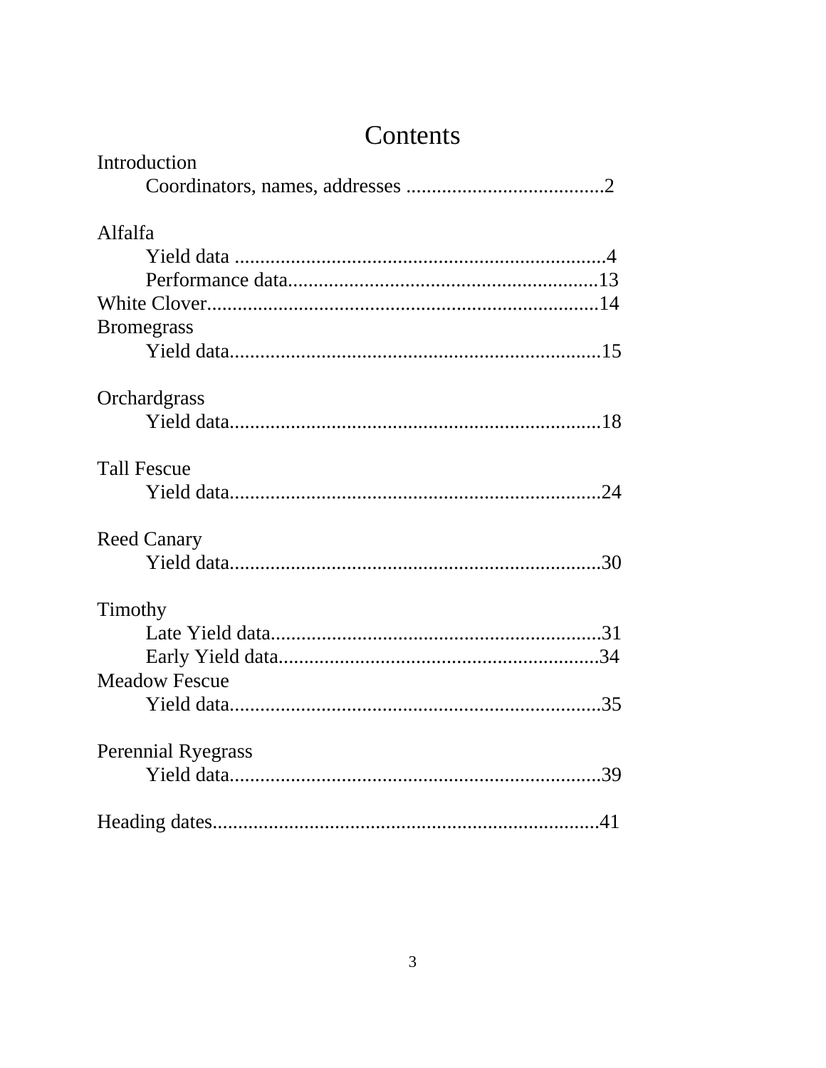# Contents

Introduction
- Coordinators, names, addresses .......................................2

Alfalfa
- Yield data .........................................................................4
- Performance data.............................................................13

White Clover............................................................................14

Bromegrass
- Yield data.........................................................................15

Orchardgrass
- Yield data.........................................................................18

Tall Fescue
- Yield data.........................................................................24

Reed Canary
- Yield data.........................................................................30

Timothy
- Late Yield data.................................................................31
- Early Yield data...............................................................34

Meadow Fescue
- Yield data.........................................................................35

Perennial Ryegrass
- Yield data.........................................................................39

Heading dates............................................................................41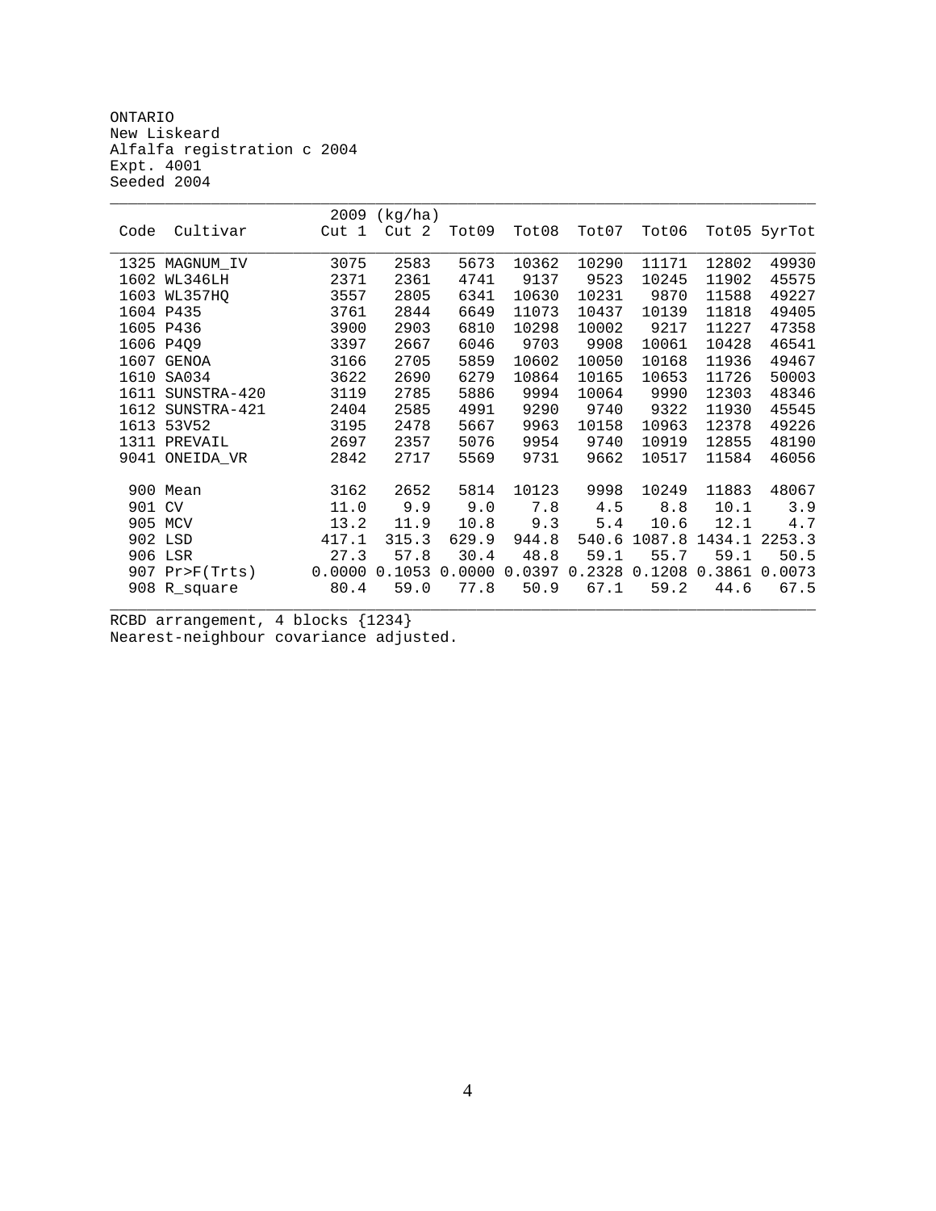ONTARIO
New Liskeard
Alfalfa registration c 2004
Expt. 4001
Seeded 2004

| Code | Cultivar | 2009 (kg/ha) Cut 1 | Cut 2 | Tot09 | Tot08 | Tot07 | Tot06 | Tot05 | 5yrTot |
|---|---|---|---|---|---|---|---|---|---|
| 1325 | MAGNUM_IV | 3075 | 2583 | 5673 | 10362 | 10290 | 11171 | 12802 | 49930 |
| 1602 | WL346LH | 2371 | 2361 | 4741 | 9137 | 9523 | 10245 | 11902 | 45575 |
| 1603 | WL357HQ | 3557 | 2805 | 6341 | 10630 | 10231 | 9870 | 11588 | 49227 |
| 1604 | P435 | 3761 | 2844 | 6649 | 11073 | 10437 | 10139 | 11818 | 49405 |
| 1605 | P436 | 3900 | 2903 | 6810 | 10298 | 10002 | 9217 | 11227 | 47358 |
| 1606 | P4Q9 | 3397 | 2667 | 6046 | 9703 | 9908 | 10061 | 10428 | 46541 |
| 1607 | GENOA | 3166 | 2705 | 5859 | 10602 | 10050 | 10168 | 11936 | 49467 |
| 1610 | SA034 | 3622 | 2690 | 6279 | 10864 | 10165 | 10653 | 11726 | 50003 |
| 1611 | SUNSTRA-420 | 3119 | 2785 | 5886 | 9994 | 10064 | 9990 | 12303 | 48346 |
| 1612 | SUNSTRA-421 | 2404 | 2585 | 4991 | 9290 | 9740 | 9322 | 11930 | 45545 |
| 1613 | 53V52 | 3195 | 2478 | 5667 | 9963 | 10158 | 10963 | 12378 | 49226 |
| 1311 | PREVAIL | 2697 | 2357 | 5076 | 9954 | 9740 | 10919 | 12855 | 48190 |
| 9041 | ONEIDA_VR | 2842 | 2717 | 5569 | 9731 | 9662 | 10517 | 11584 | 46056 |
| 900 | Mean | 3162 | 2652 | 5814 | 10123 | 9998 | 10249 | 11883 | 48067 |
| 901 | CV | 11.0 | 9.9 | 9.0 | 7.8 | 4.5 | 8.8 | 10.1 | 3.9 |
| 905 | MCV | 13.2 | 11.9 | 10.8 | 9.3 | 5.4 | 10.6 | 12.1 | 4.7 |
| 902 | LSD | 417.1 | 315.3 | 629.9 | 944.8 | 540.6 | 1087.8 | 1434.1 | 2253.3 |
| 906 | LSR | 27.3 | 57.8 | 30.4 | 48.8 | 59.1 | 55.7 | 59.1 | 50.5 |
| 907 | Pr>F(Trts) | 0.0000 | 0.1053 | 0.0000 | 0.0397 | 0.2328 | 0.1208 | 0.3861 | 0.0073 |
| 908 | R_square | 80.4 | 59.0 | 77.8 | 50.9 | 67.1 | 59.2 | 44.6 | 67.5 |

RCBD arrangement, 4 blocks {1234}
Nearest-neighbour covariance adjusted.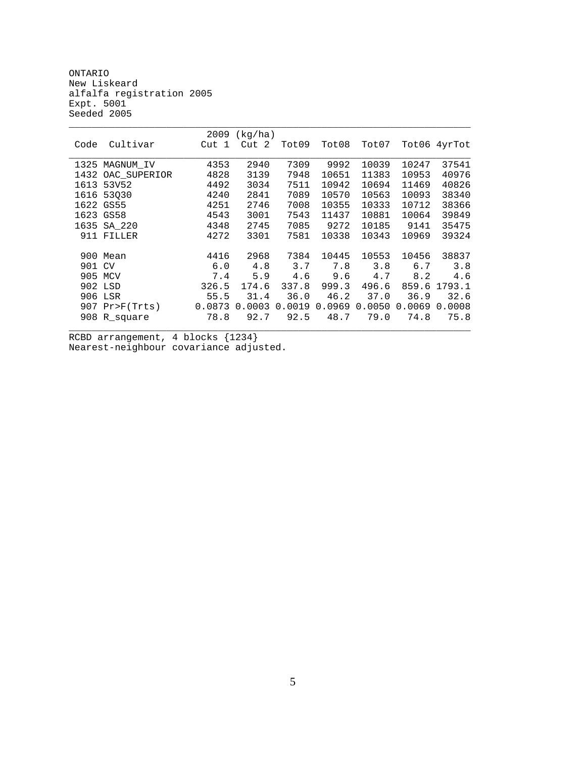ONTARIO
New Liskeard
alfalfa registration 2005
Expt. 5001
Seeded 2005

| Code | Cultivar | 2009 (kg/ha) Cut 1 | Cut 2 | Tot09 | Tot08 | Tot07 | Tot06 | 4yrTot |
|---|---|---|---|---|---|---|---|---|
| 1325 | MAGNUM_IV | 4353 | 2940 | 7309 | 9992 | 10039 | 10247 | 37541 |
| 1432 | OAC_SUPERIOR | 4828 | 3139 | 7948 | 10651 | 11383 | 10953 | 40976 |
| 1613 | 53V52 | 4492 | 3034 | 7511 | 10942 | 10694 | 11469 | 40826 |
| 1616 | 53Q30 | 4240 | 2841 | 7089 | 10570 | 10563 | 10093 | 38340 |
| 1622 | GS55 | 4251 | 2746 | 7008 | 10355 | 10333 | 10712 | 38366 |
| 1623 | GS58 | 4543 | 3001 | 7543 | 11437 | 10881 | 10064 | 39849 |
| 1635 | SA_220 | 4348 | 2745 | 7085 | 9272 | 10185 | 9141 | 35475 |
| 911 | FILLER | 4272 | 3301 | 7581 | 10338 | 10343 | 10969 | 39324 |
| 900 | Mean | 4416 | 2968 | 7384 | 10445 | 10553 | 10456 | 38837 |
| 901 | CV | 6.0 | 4.8 | 3.7 | 7.8 | 3.8 | 6.7 | 3.8 |
| 905 | MCV | 7.4 | 5.9 | 4.6 | 9.6 | 4.7 | 8.2 | 4.6 |
| 902 | LSD | 326.5 | 174.6 | 337.8 | 999.3 | 496.6 | 859.6 | 1793.1 |
| 906 | LSR | 55.5 | 31.4 | 36.0 | 46.2 | 37.0 | 36.9 | 32.6 |
| 907 | Pr>F(Trts) | 0.0873 | 0.0003 | 0.0019 | 0.0969 | 0.0050 | 0.0069 | 0.0008 |
| 908 | R_square | 78.8 | 92.7 | 92.5 | 48.7 | 79.0 | 74.8 | 75.8 |

RCBD arrangement, 4 blocks {1234}
Nearest-neighbour covariance adjusted.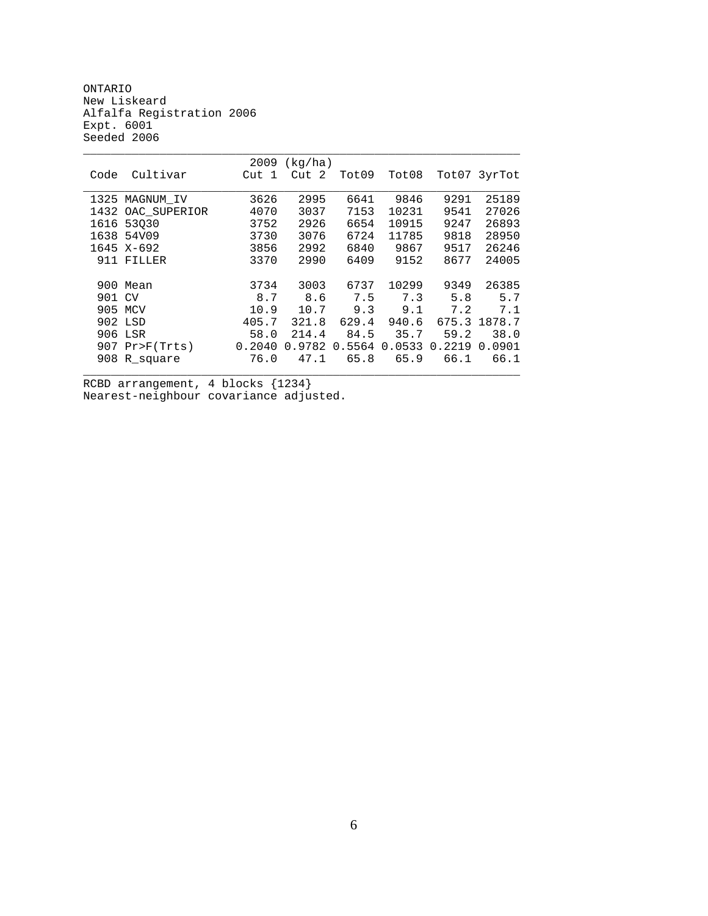ONTARIO
New Liskeard
Alfalfa Registration 2006
Expt. 6001
Seeded 2006

| Code | Cultivar | 2009 (kg/ha) Cut 1 | Cut 2 | Tot09 | Tot08 | Tot07 | 3yrTot |
|---|---|---|---|---|---|---|---|
| 1325 | MAGNUM_IV | 3626 | 2995 | 6641 | 9846 | 9291 | 25189 |
| 1432 | OAC_SUPERIOR | 4070 | 3037 | 7153 | 10231 | 9541 | 27026 |
| 1616 | 53Q30 | 3752 | 2926 | 6654 | 10915 | 9247 | 26893 |
| 1638 | 54V09 | 3730 | 3076 | 6724 | 11785 | 9818 | 28950 |
| 1645 | X-692 | 3856 | 2992 | 6840 | 9867 | 9517 | 26246 |
| 911 | FILLER | 3370 | 2990 | 6409 | 9152 | 8677 | 24005 |
| | | | | | | | |
| 900 | Mean | 3734 | 3003 | 6737 | 10299 | 9349 | 26385 |
| 901 | CV | 8.7 | 8.6 | 7.5 | 7.3 | 5.8 | 5.7 |
| 905 | MCV | 10.9 | 10.7 | 9.3 | 9.1 | 7.2 | 7.1 |
| 902 | LSD | 405.7 | 321.8 | 629.4 | 940.6 | 675.3 | 1878.7 |
| 906 | LSR | 58.0 | 214.4 | 84.5 | 35.7 | 59.2 | 38.0 |
| 907 | Pr>F(Trts) | 0.2040 | 0.9782 | 0.5564 | 0.0533 | 0.2219 | 0.0901 |
| 908 | R_square | 76.0 | 47.1 | 65.8 | 65.9 | 66.1 | 66.1 |

RCBD arrangement, 4 blocks {1234}
Nearest-neighbour covariance adjusted.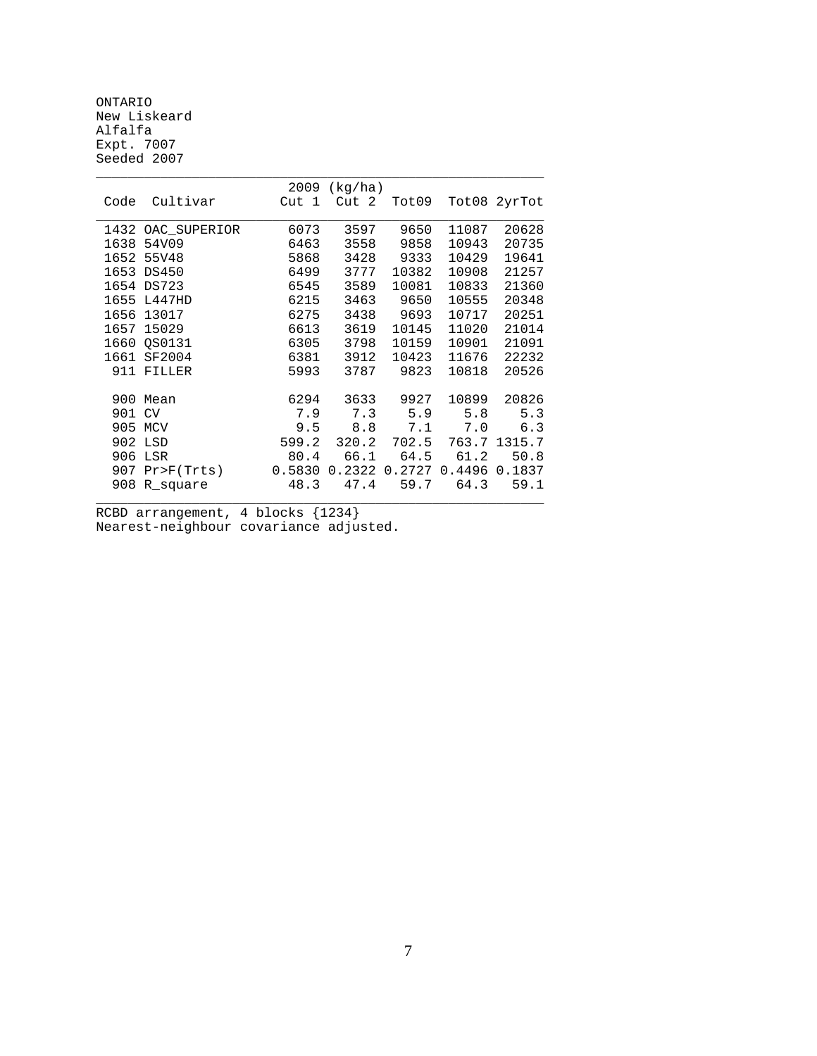ONTARIO
New Liskeard
Alfalfa
Expt. 7007
Seeded 2007

| | | 2009 (kg/ha) | | | | |
|---|---|---|---|---|---|---|
| Code | Cultivar | Cut 1 | Cut 2 | Tot09 | Tot08 | 2yrTot |
| 1432 | OAC_SUPERIOR | 6073 | 3597 | 9650 | 11087 | 20628 |
| 1638 | 54V09 | 6463 | 3558 | 9858 | 10943 | 20735 |
| 1652 | 55V48 | 5868 | 3428 | 9333 | 10429 | 19641 |
| 1653 | DS450 | 6499 | 3777 | 10382 | 10908 | 21257 |
| 1654 | DS723 | 6545 | 3589 | 10081 | 10833 | 21360 |
| 1655 | L447HD | 6215 | 3463 | 9650 | 10555 | 20348 |
| 1656 | 13017 | 6275 | 3438 | 9693 | 10717 | 20251 |
| 1657 | 15029 | 6613 | 3619 | 10145 | 11020 | 21014 |
| 1660 | QS0131 | 6305 | 3798 | 10159 | 10901 | 21091 |
| 1661 | SF2004 | 6381 | 3912 | 10423 | 11676 | 22232 |
| 911 | FILLER | 5993 | 3787 | 9823 | 10818 | 20526 |
| | | | | | | |
| 900 | Mean | 6294 | 3633 | 9927 | 10899 | 20826 |
| 901 | CV | 7.9 | 7.3 | 5.9 | 5.8 | 5.3 |
| 905 | MCV | 9.5 | 8.8 | 7.1 | 7.0 | 6.3 |
| 902 | LSD | 599.2 | 320.2 | 702.5 | 763.7 | 1315.7 |
| 906 | LSR | 80.4 | 66.1 | 64.5 | 61.2 | 50.8 |
| 907 | Pr>F(Trts) | 0.5830 | 0.2322 | 0.2727 | 0.4496 | 0.1837 |
| 908 | R_square | 48.3 | 47.4 | 59.7 | 64.3 | 59.1 |

RCBD arrangement, 4 blocks {1234}
Nearest-neighbour covariance adjusted.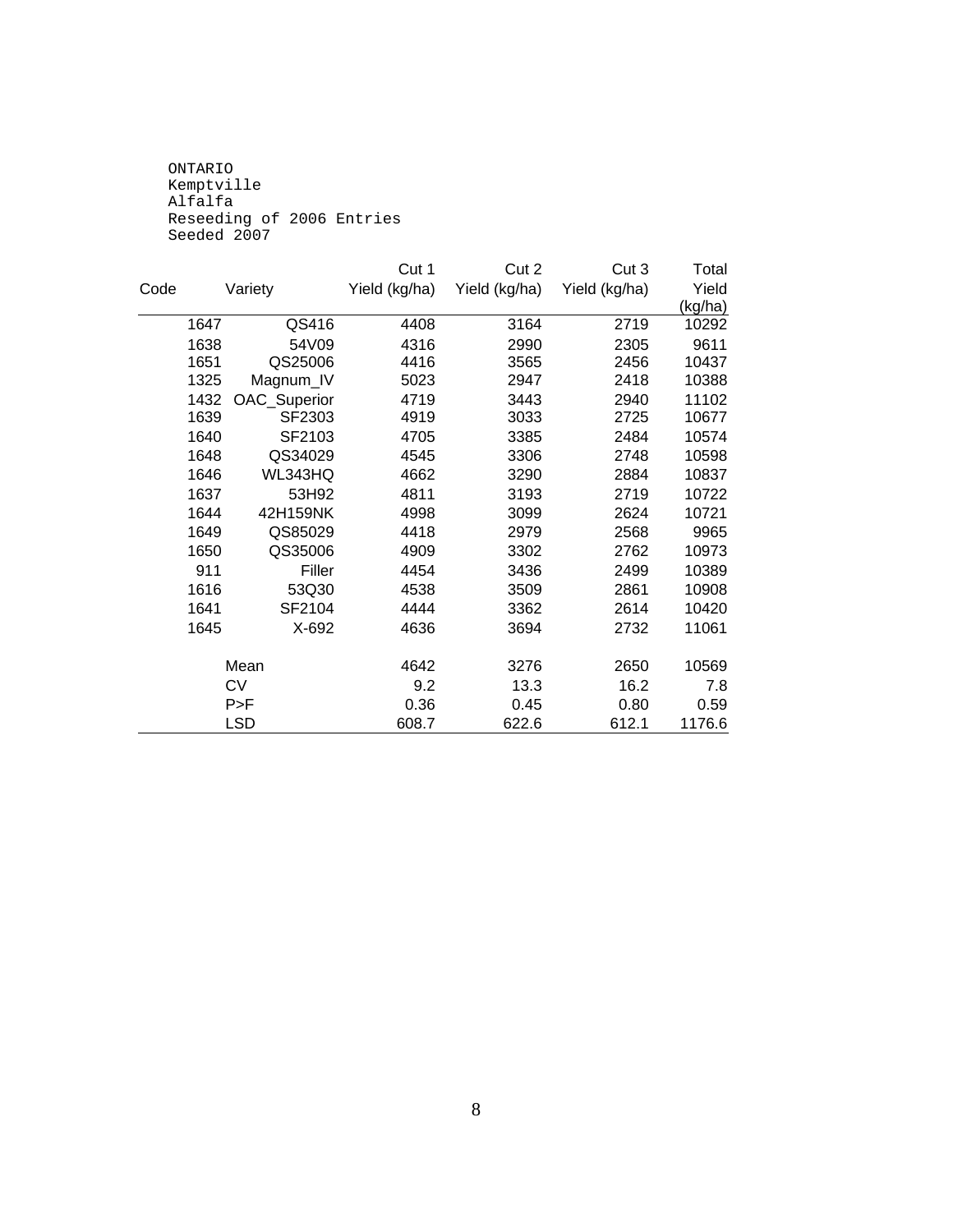ONTARIO
Kemptville
Alfalfa
Reseeding of 2006 Entries
Seeded 2007

| Code | Variety | Cut 1 Yield (kg/ha) | Cut 2 Yield (kg/ha) | Cut 3 Yield (kg/ha) | Total Yield (kg/ha) |
|---|---|---|---|---|---|
| 1647 | QS416 | 4408 | 3164 | 2719 | 10292 |
| 1638 | 54V09 | 4316 | 2990 | 2305 | 9611 |
| 1651 | QS25006 | 4416 | 3565 | 2456 | 10437 |
| 1325 | Magnum_IV | 5023 | 2947 | 2418 | 10388 |
| 1432 | OAC_Superior | 4719 | 3443 | 2940 | 11102 |
| 1639 | SF2303 | 4919 | 3033 | 2725 | 10677 |
| 1640 | SF2103 | 4705 | 3385 | 2484 | 10574 |
| 1648 | QS34029 | 4545 | 3306 | 2748 | 10598 |
| 1646 | WL343HQ | 4662 | 3290 | 2884 | 10837 |
| 1637 | 53H92 | 4811 | 3193 | 2719 | 10722 |
| 1644 | 42H159NK | 4998 | 3099 | 2624 | 10721 |
| 1649 | QS85029 | 4418 | 2979 | 2568 | 9965 |
| 1650 | QS35006 | 4909 | 3302 | 2762 | 10973 |
| 911 | Filler | 4454 | 3436 | 2499 | 10389 |
| 1616 | 53Q30 | 4538 | 3509 | 2861 | 10908 |
| 1641 | SF2104 | 4444 | 3362 | 2614 | 10420 |
| 1645 | X-692 | 4636 | 3694 | 2732 | 11061 |
| | Mean | 4642 | 3276 | 2650 | 10569 |
| | CV | 9.2 | 13.3 | 16.2 | 7.8 |
| | P>F | 0.36 | 0.45 | 0.80 | 0.59 |
| | LSD | 608.7 | 622.6 | 612.1 | 1176.6 |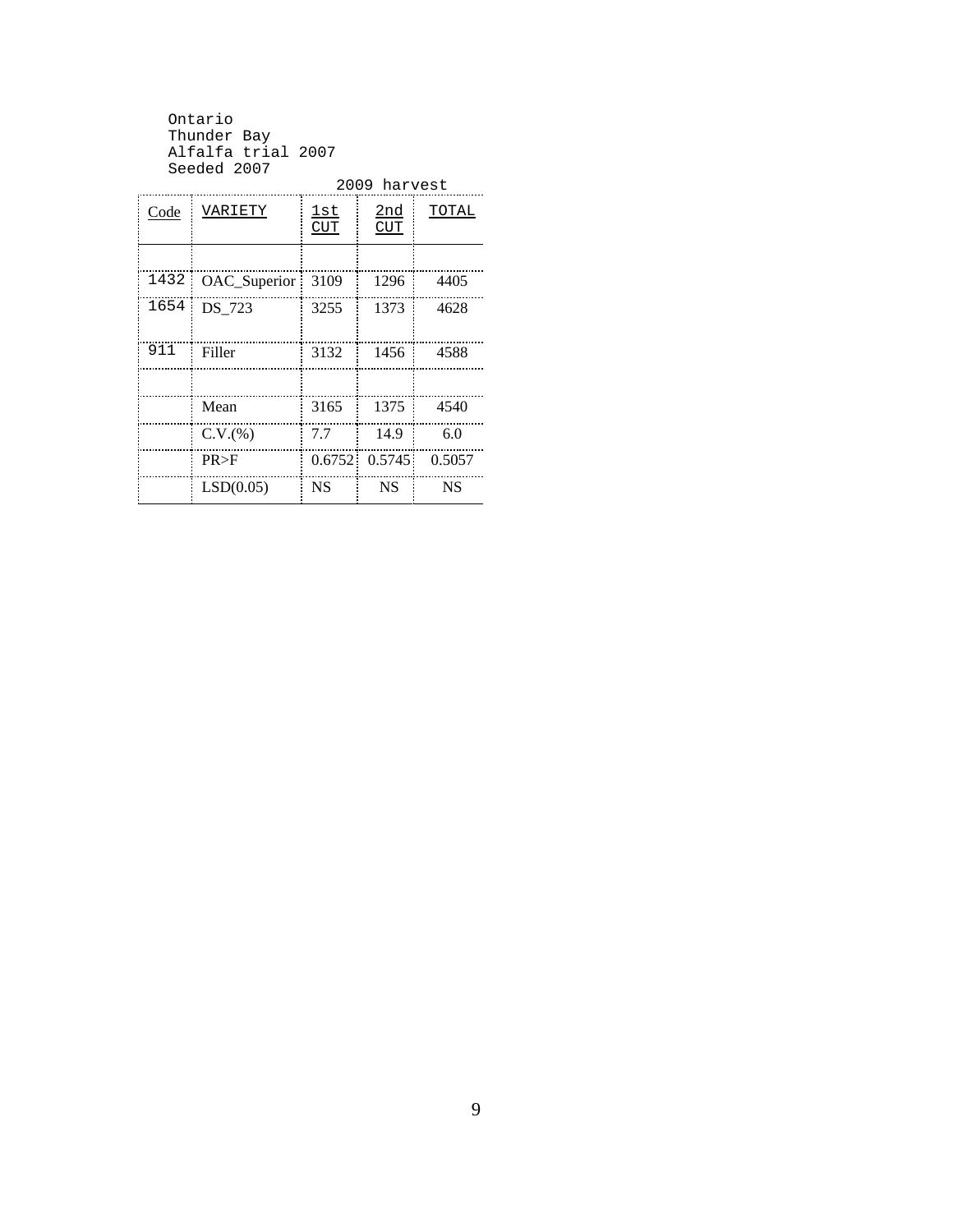Ontario
Thunder Bay
Alfalfa trial 2007
Seeded 2007

2009 harvest

| Code | VARIETY | 1st CUT | 2nd CUT | TOTAL |
|---|---|---|---|---|
| | | | | |
| 1432 | OAC_Superior | 3109 | 1296 | 4405 |
| 1654 | DS_723 | 3255 | 1373 | 4628 |
| 911 | Filler | 3132 | 1456 | 4588 |
| | | | | |
| | Mean | 3165 | 1375 | 4540 |
| | C.V.(%) | 7.7 | 14.9 | 6.0 |
| | PR>F | 0.6752 | 0.5745 | 0.5057 |
| | LSD(0.05) | NS | NS | NS |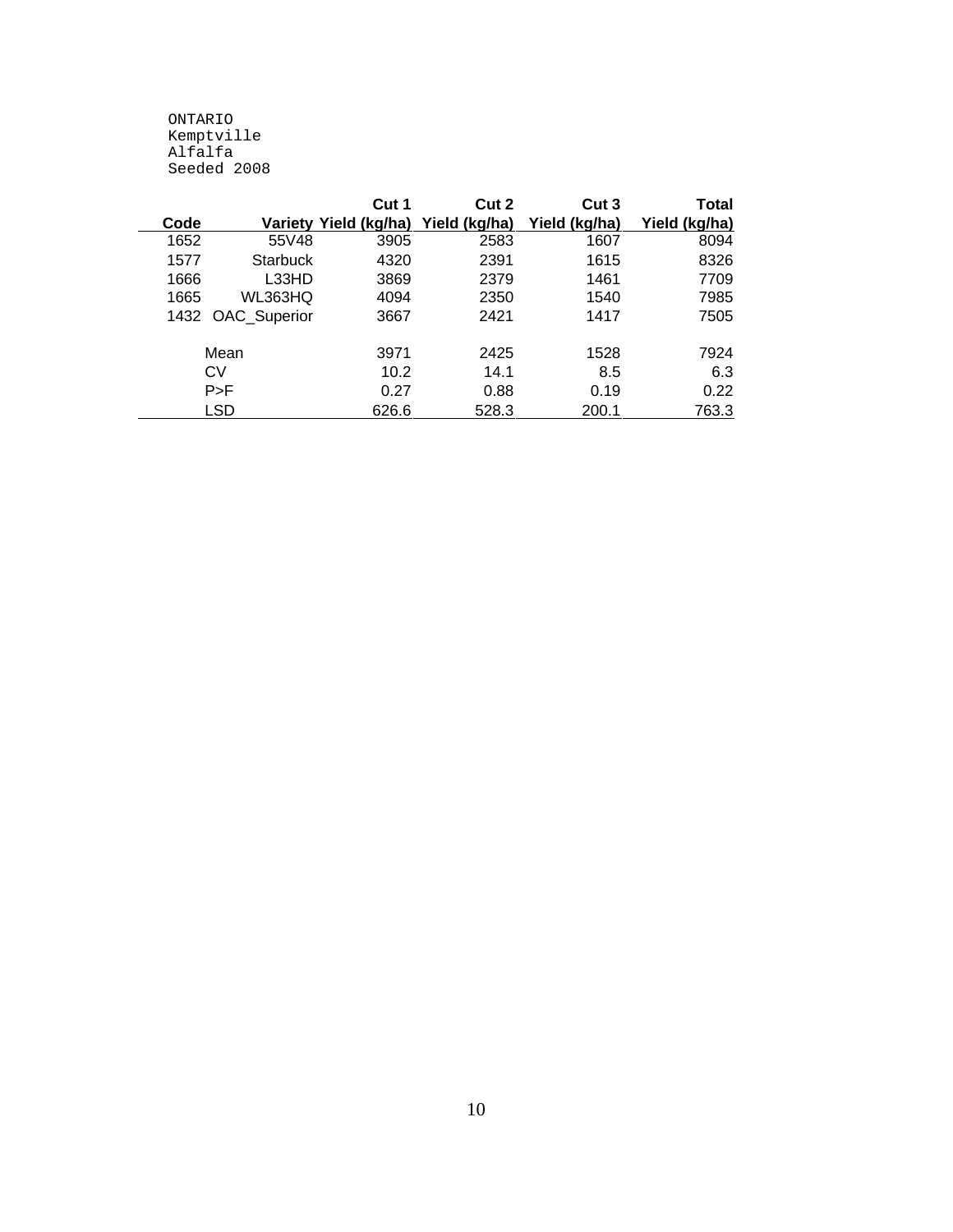ONTARIO
Kemptville
Alfalfa
Seeded 2008

| Code | Variety | Cut 1 Yield (kg/ha) | Cut 2 Yield (kg/ha) | Cut 3 Yield (kg/ha) | Total Yield (kg/ha) |
|---|---|---|---|---|---|
| 1652 | 55V48 | 3905 | 2583 | 1607 | 8094 |
| 1577 | Starbuck | 4320 | 2391 | 1615 | 8326 |
| 1666 | L33HD | 3869 | 2379 | 1461 | 7709 |
| 1665 | WL363HQ | 4094 | 2350 | 1540 | 7985 |
| 1432 | OAC_Superior | 3667 | 2421 | 1417 | 7505 |
| | Mean | 3971 | 2425 | 1528 | 7924 |
| | CV | 10.2 | 14.1 | 8.5 | 6.3 |
| | P>F | 0.27 | 0.88 | 0.19 | 0.22 |
| | LSD | 626.6 | 528.3 | 200.1 | 763.3 |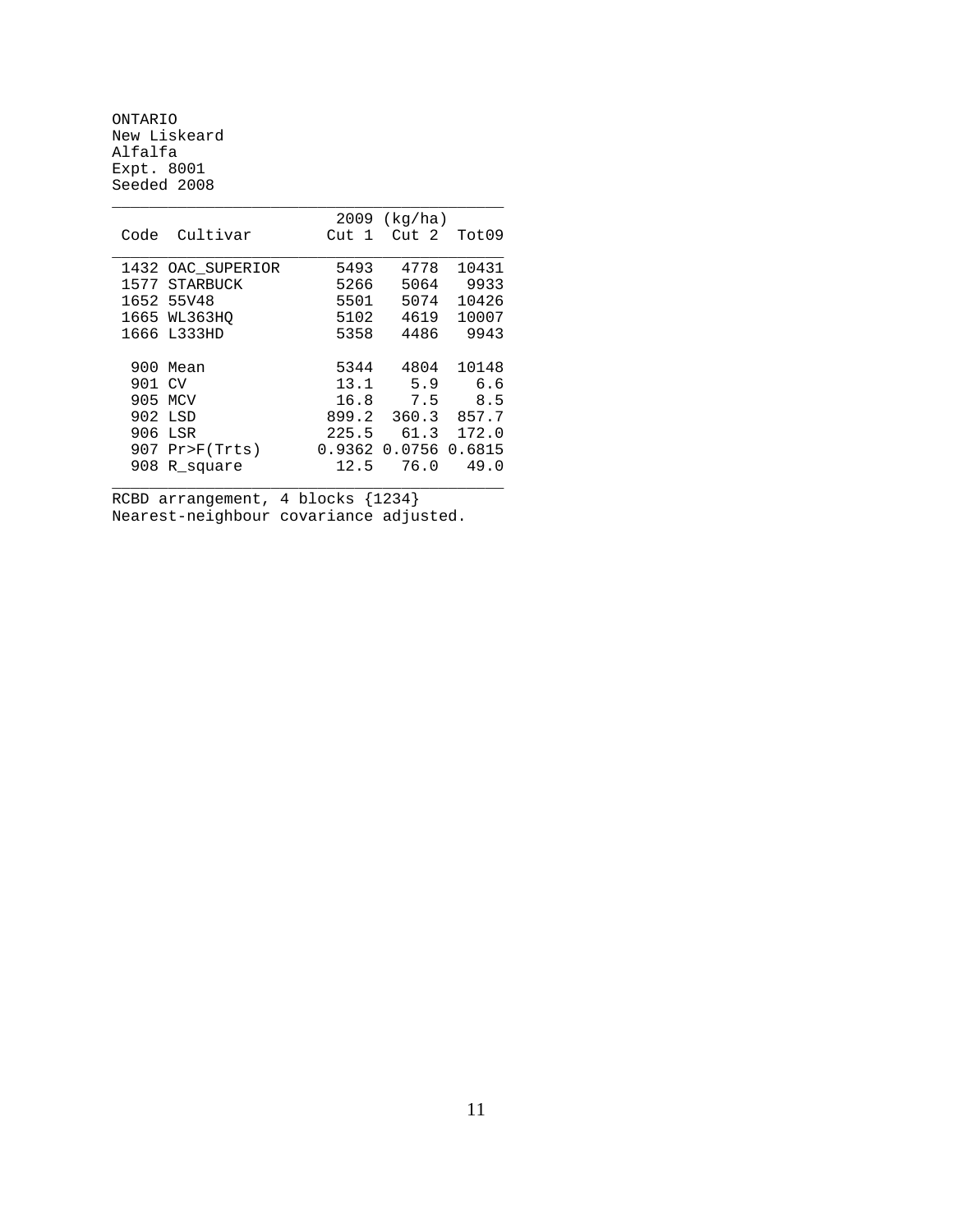ONTARIO
New Liskeard
Alfalfa
Expt. 8001
Seeded 2008

| | | 2009 (kg/ha) | | |
|---|---|---|---|---|
| Code | Cultivar | Cut 1 | Cut 2 | Tot09 |
| 1432 | OAC_SUPERIOR | 5493 | 4778 | 10431 |
| 1577 | STARBUCK | 5266 | 5064 | 9933 |
| 1652 | 55V48 | 5501 | 5074 | 10426 |
| 1665 | WL363HQ | 5102 | 4619 | 10007 |
| 1666 | L333HD | 5358 | 4486 | 9943 |
| 900 | Mean | 5344 | 4804 | 10148 |
| 901 | CV | 13.1 | 5.9 | 6.6 |
| 905 | MCV | 16.8 | 7.5 | 8.5 |
| 902 | LSD | 899.2 | 360.3 | 857.7 |
| 906 | LSR | 225.5 | 61.3 | 172.0 |
| 907 | Pr>F(Trts) | 0.9362 | 0.0756 | 0.6815 |
| 908 | R_square | 12.5 | 76.0 | 49.0 |

RCBD arrangement, 4 blocks {1234}
Nearest-neighbour covariance adjusted.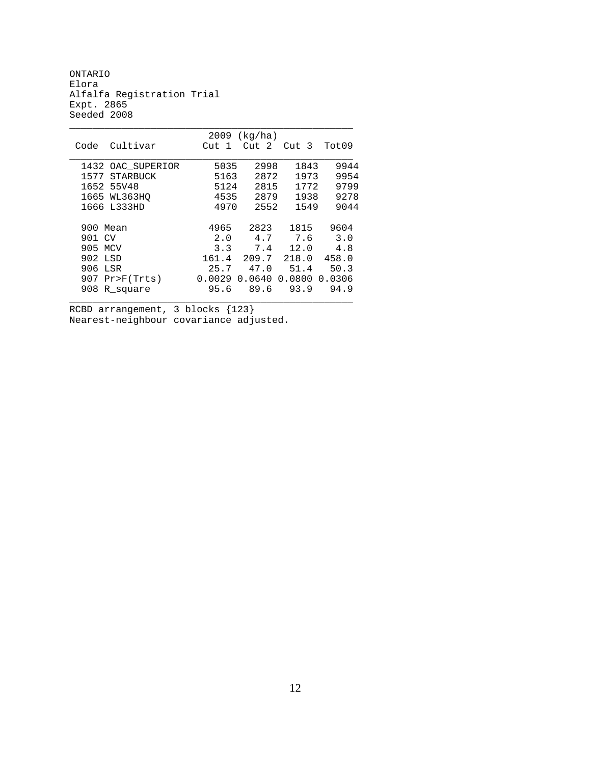ONTARIO
Elora
Alfalfa Registration Trial
Expt. 2865
Seeded 2008

| Code | Cultivar | 2009 (kg/ha) Cut 1 | Cut 2 | Cut 3 | Tot09 |
|---|---|---|---|---|---|
| 1432 | OAC_SUPERIOR | 5035 | 2998 | 1843 | 9944 |
| 1577 | STARBUCK | 5163 | 2872 | 1973 | 9954 |
| 1652 | 55V48 | 5124 | 2815 | 1772 | 9799 |
| 1665 | WL363HQ | 4535 | 2879 | 1938 | 9278 |
| 1666 | L333HD | 4970 | 2552 | 1549 | 9044 |
| 900 | Mean | 4965 | 2823 | 1815 | 9604 |
| 901 | CV | 2.0 | 4.7 | 7.6 | 3.0 |
| 905 | MCV | 3.3 | 7.4 | 12.0 | 4.8 |
| 902 | LSD | 161.4 | 209.7 | 218.0 | 458.0 |
| 906 | LSR | 25.7 | 47.0 | 51.4 | 50.3 |
| 907 | Pr>F(Trts) | 0.0029 | 0.0640 | 0.0800 | 0.0306 |
| 908 | R_square | 95.6 | 89.6 | 93.9 | 94.9 |

RCBD arrangement, 3 blocks {123}
Nearest-neighbour covariance adjusted.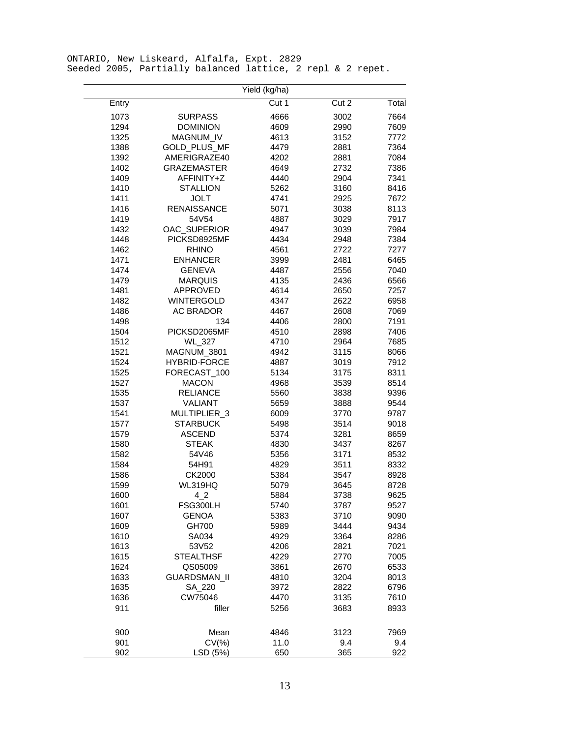ONTARIO, New Liskeard, Alfalfa, Expt. 2829
Seeded 2005, Partially balanced lattice, 2 repl & 2 repet.

| | | Yield (kg/ha) | | |
|---|---|---|---|---|
| Entry | | Cut 1 | Cut 2 | Total |
| 1073 | SURPASS | 4666 | 3002 | 7664 |
| 1294 | DOMINION | 4609 | 2990 | 7609 |
| 1325 | MAGNUM_IV | 4613 | 3152 | 7772 |
| 1388 | GOLD_PLUS_MF | 4479 | 2881 | 7364 |
| 1392 | AMERIGRAZE40 | 4202 | 2881 | 7084 |
| 1402 | GRAZEMASTER | 4649 | 2732 | 7386 |
| 1409 | AFFINITY+Z | 4440 | 2904 | 7341 |
| 1410 | STALLION | 5262 | 3160 | 8416 |
| 1411 | JOLT | 4741 | 2925 | 7672 |
| 1416 | RENAISSANCE | 5071 | 3038 | 8113 |
| 1419 | 54V54 | 4887 | 3029 | 7917 |
| 1432 | OAC_SUPERIOR | 4947 | 3039 | 7984 |
| 1448 | PICKSD8925MF | 4434 | 2948 | 7384 |
| 1462 | RHINO | 4561 | 2722 | 7277 |
| 1471 | ENHANCER | 3999 | 2481 | 6465 |
| 1474 | GENEVA | 4487 | 2556 | 7040 |
| 1479 | MARQUIS | 4135 | 2436 | 6566 |
| 1481 | APPROVED | 4614 | 2650 | 7257 |
| 1482 | WINTERGOLD | 4347 | 2622 | 6958 |
| 1486 | AC BRADOR | 4467 | 2608 | 7069 |
| 1498 | 134 | 4406 | 2800 | 7191 |
| 1504 | PICKSD2065MF | 4510 | 2898 | 7406 |
| 1512 | WL_327 | 4710 | 2964 | 7685 |
| 1521 | MAGNUM_3801 | 4942 | 3115 | 8066 |
| 1524 | HYBRID-FORCE | 4887 | 3019 | 7912 |
| 1525 | FORECAST_100 | 5134 | 3175 | 8311 |
| 1527 | MACON | 4968 | 3539 | 8514 |
| 1535 | RELIANCE | 5560 | 3838 | 9396 |
| 1537 | VALIANT | 5659 | 3888 | 9544 |
| 1541 | MULTIPLIER_3 | 6009 | 3770 | 9787 |
| 1577 | STARBUCK | 5498 | 3514 | 9018 |
| 1579 | ASCEND | 5374 | 3281 | 8659 |
| 1580 | STEAK | 4830 | 3437 | 8267 |
| 1582 | 54V46 | 5356 | 3171 | 8532 |
| 1584 | 54H91 | 4829 | 3511 | 8332 |
| 1586 | CK2000 | 5384 | 3547 | 8928 |
| 1599 | WL319HQ | 5079 | 3645 | 8728 |
| 1600 | 4_2 | 5884 | 3738 | 9625 |
| 1601 | FSG300LH | 5740 | 3787 | 9527 |
| 1607 | GENOA | 5383 | 3710 | 9090 |
| 1609 | GH700 | 5989 | 3444 | 9434 |
| 1610 | SA034 | 4929 | 3364 | 8286 |
| 1613 | 53V52 | 4206 | 2821 | 7021 |
| 1615 | STEALTHSF | 4229 | 2770 | 7005 |
| 1624 | QS05009 | 3861 | 2670 | 6533 |
| 1633 | GUARDSMAN_II | 4810 | 3204 | 8013 |
| 1635 | SA_220 | 3972 | 2822 | 6796 |
| 1636 | CW75046 | 4470 | 3135 | 7610 |
| 911 | filler | 5256 | 3683 | 8933 |
| 900 | Mean | 4846 | 3123 | 7969 |
| 901 | CV(%) | 11.0 | 9.4 | 9.4 |
| 902 | LSD (5%) | 650 | 365 | 922 |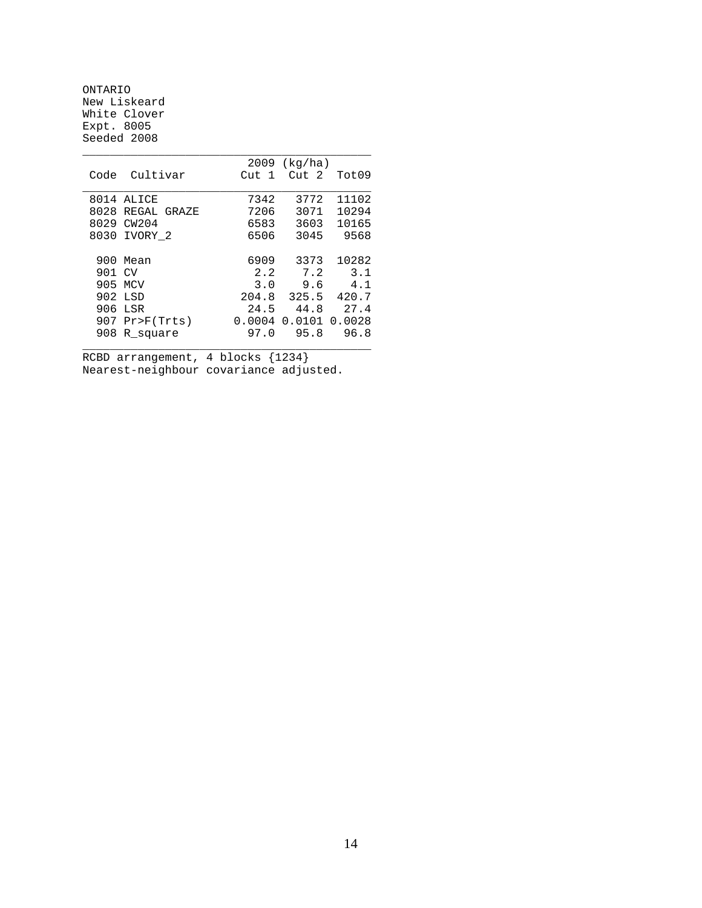ONTARIO
New Liskeard
White Clover
Expt. 8005
Seeded 2008

| Code | Cultivar | 2009 (kg/ha) Cut 1 | Cut 2 | Tot09 |
|---|---|---|---|---|
| 8014 | ALICE | 7342 | 3772 | 11102 |
| 8028 | REGAL GRAZE | 7206 | 3071 | 10294 |
| 8029 | CW204 | 6583 | 3603 | 10165 |
| 8030 | IVORY_2 | 6506 | 3045 | 9568 |
| | | | | |
| 900 | Mean | 6909 | 3373 | 10282 |
| 901 | CV | 2.2 | 7.2 | 3.1 |
| 905 | MCV | 3.0 | 9.6 | 4.1 |
| 902 | LSD | 204.8 | 325.5 | 420.7 |
| 906 | LSR | 24.5 | 44.8 | 27.4 |
| 907 | Pr>F(Trts) | 0.0004 | 0.0101 | 0.0028 |
| 908 | R_square | 97.0 | 95.8 | 96.8 |

RCBD arrangement, 4 blocks {1234}
Nearest-neighbour covariance adjusted.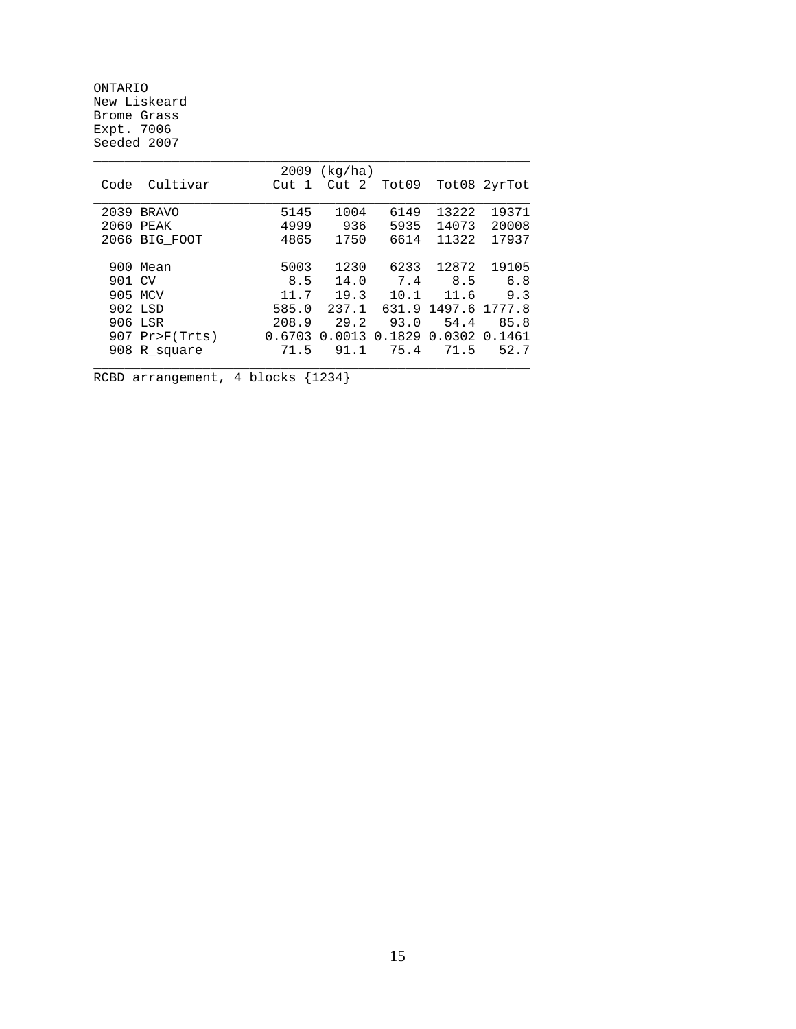ONTARIO
New Liskeard
Brome Grass
Expt. 7006
Seeded 2007

| Code | Cultivar | 2009 (kg/ha) Cut 1 | Cut 2 | Tot09 | Tot08 | 2yrTot |
|---|---|---|---|---|---|---|
| 2039 | BRAVO | 5145 | 1004 | 6149 | 13222 | 19371 |
| 2060 | PEAK | 4999 | 936 | 5935 | 14073 | 20008 |
| 2066 | BIG_FOOT | 4865 | 1750 | 6614 | 11322 | 17937 |
| 900 | Mean | 5003 | 1230 | 6233 | 12872 | 19105 |
| 901 | CV | 8.5 | 14.0 | 7.4 | 8.5 | 6.8 |
| 905 | MCV | 11.7 | 19.3 | 10.1 | 11.6 | 9.3 |
| 902 | LSD | 585.0 | 237.1 | 631.9 | 1497.6 | 1777.8 |
| 906 | LSR | 208.9 | 29.2 | 93.0 | 54.4 | 85.8 |
| 907 | Pr>F(Trts) | 0.6703 | 0.0013 | 0.1829 | 0.0302 | 0.1461 |
| 908 | R_square | 71.5 | 91.1 | 75.4 | 71.5 | 52.7 |

RCBD arrangement, 4 blocks {1234}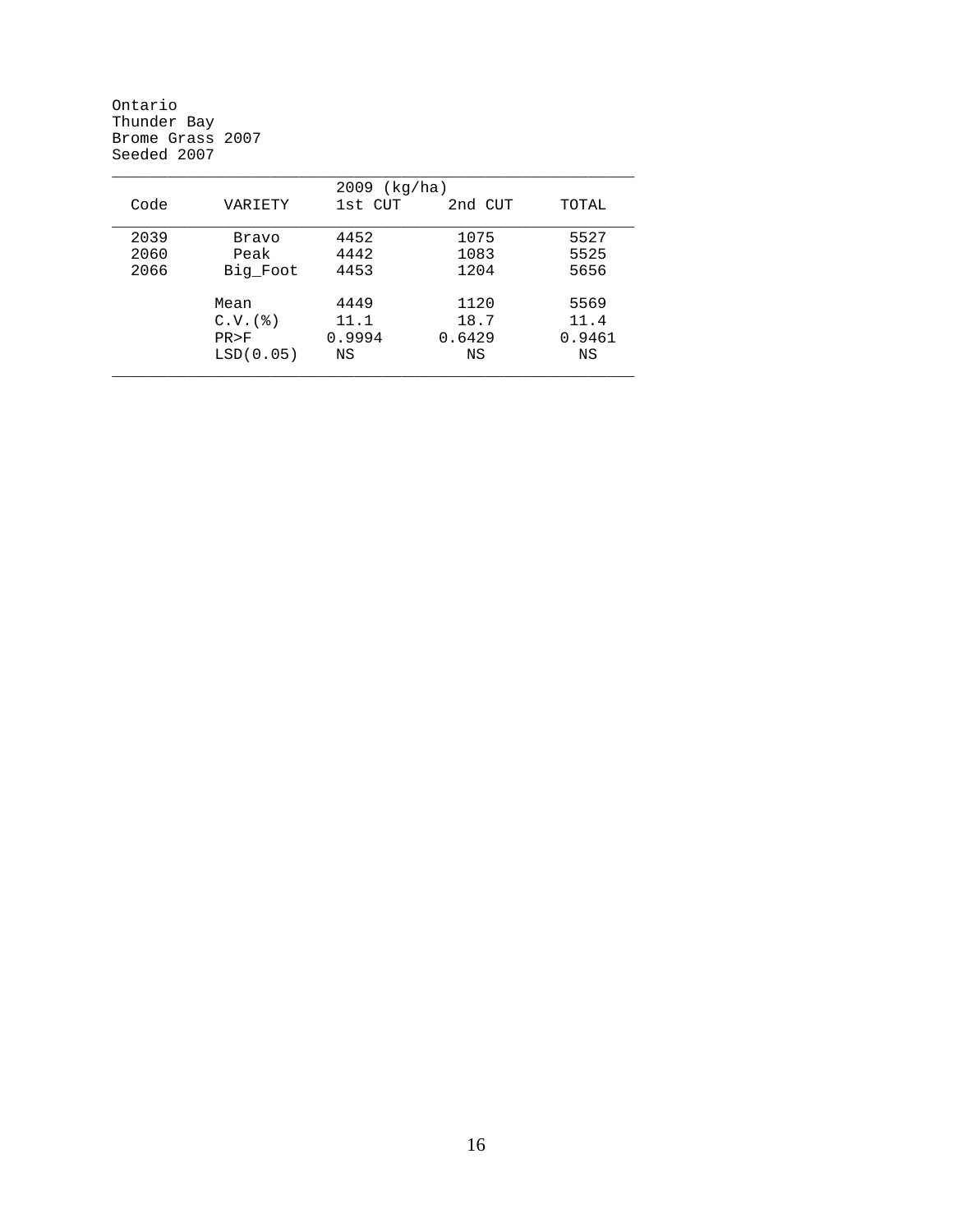Ontario
Thunder Bay
Brome Grass 2007
Seeded 2007

| | | 2009 (kg/ha) | | |
|---|---|---|---|---|
| Code | VARIETY | 1st CUT | 2nd CUT | TOTAL |
| 2039 | Bravo | 4452 | 1075 | 5527 |
| 2060 | Peak | 4442 | 1083 | 5525 |
| 2066 | Big_Foot | 4453 | 1204 | 5656 |
| | Mean | 4449 | 1120 | 5569 |
| | C.V.(%) | 11.1 | 18.7 | 11.4 |
| | PR>F | 0.9994 | 0.6429 | 0.9461 |
| | LSD(0.05) | NS | NS | NS |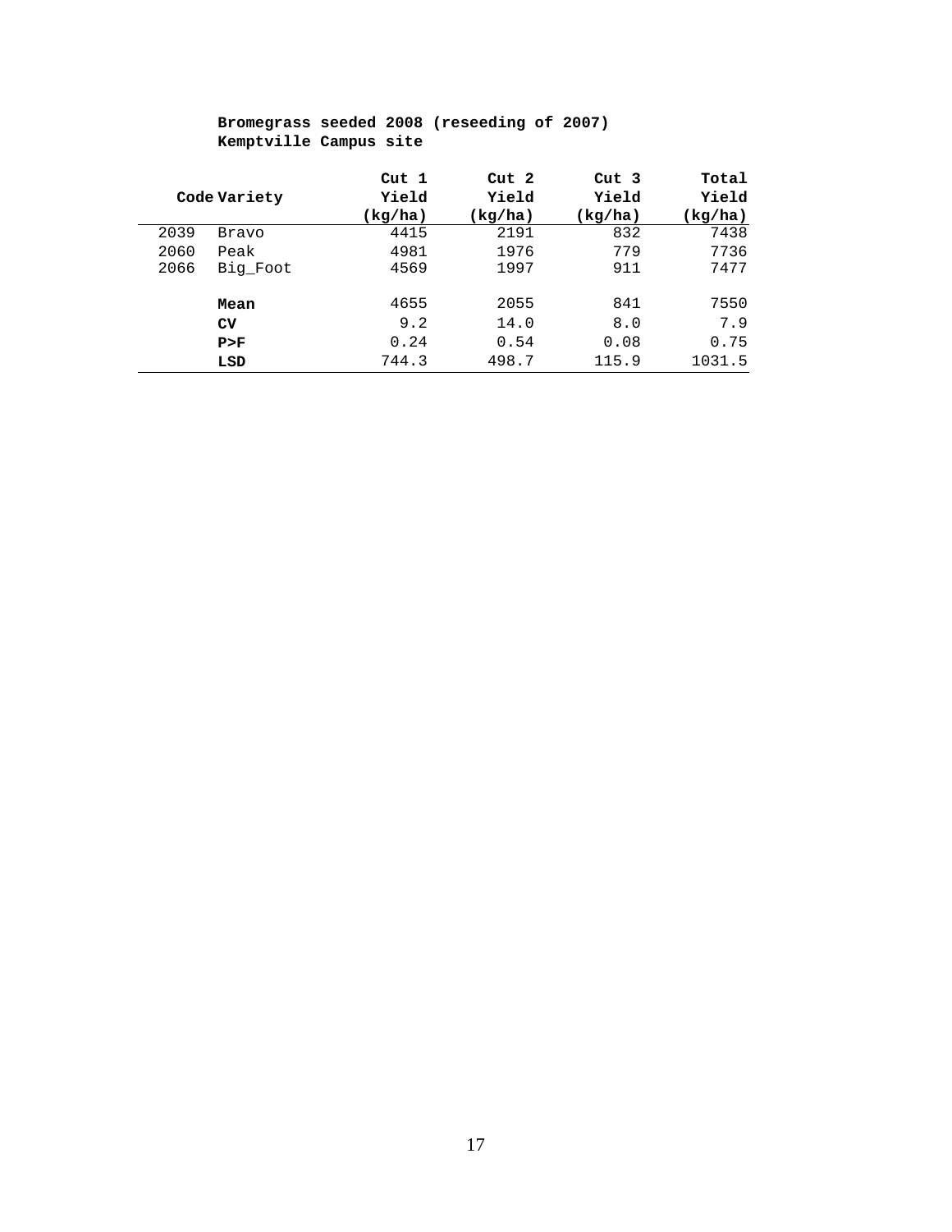**Bromegrass seeded 2008 (reseeding of 2007)**
**Kemptville Campus site**

| Code | Variety | Cut 1 Yield (kg/ha) | Cut 2 Yield (kg/ha) | Cut 3 Yield (kg/ha) | Total Yield (kg/ha) |
|---|---|---|---|---|---|
| 2039 | Bravo | 4415 | 2191 | 832 | 7438 |
| 2060 | Peak | 4981 | 1976 | 779 | 7736 |
| 2066 | Big_Foot | 4569 | 1997 | 911 | 7477 |
| | **Mean** | 4655 | 2055 | 841 | 7550 |
| | **CV** | 9.2 | 14.0 | 8.0 | 7.9 |
| | **P>F** | 0.24 | 0.54 | 0.08 | 0.75 |
| | **LSD** | 744.3 | 498.7 | 115.9 | 1031.5 |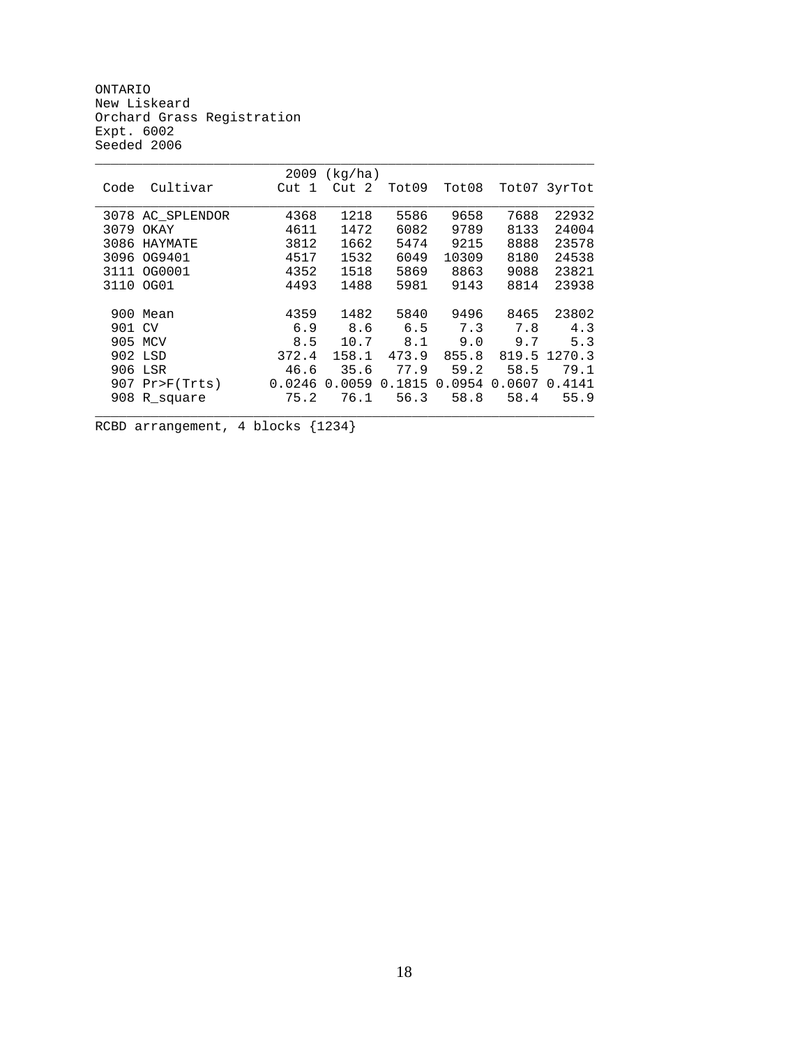ONTARIO
New Liskeard
Orchard Grass Registration
Expt. 6002
Seeded 2006

| Code | Cultivar | 2009 (kg/ha) Cut 1 | Cut 2 | Tot09 | Tot08 | Tot07 | 3yrTot |
|---|---|---|---|---|---|---|---|
| 3078 | AC_SPLENDOR | 4368 | 1218 | 5586 | 9658 | 7688 | 22932 |
| 3079 | OKAY | 4611 | 1472 | 6082 | 9789 | 8133 | 24004 |
| 3086 | HAYMATE | 3812 | 1662 | 5474 | 9215 | 8888 | 23578 |
| 3096 | OG9401 | 4517 | 1532 | 6049 | 10309 | 8180 | 24538 |
| 3111 | OG0001 | 4352 | 1518 | 5869 | 8863 | 9088 | 23821 |
| 3110 | OG01 | 4493 | 1488 | 5981 | 9143 | 8814 | 23938 |
| 900 | Mean | 4359 | 1482 | 5840 | 9496 | 8465 | 23802 |
| 901 | CV | 6.9 | 8.6 | 6.5 | 7.3 | 7.8 | 4.3 |
| 905 | MCV | 8.5 | 10.7 | 8.1 | 9.0 | 9.7 | 5.3 |
| 902 | LSD | 372.4 | 158.1 | 473.9 | 855.8 | 819.5 | 1270.3 |
| 906 | LSR | 46.6 | 35.6 | 77.9 | 59.2 | 58.5 | 79.1 |
| 907 | Pr>F(Trts) | 0.0246 | 0.0059 | 0.1815 | 0.0954 | 0.0607 | 0.4141 |
| 908 | R_square | 75.2 | 76.1 | 56.3 | 58.8 | 58.4 | 55.9 |

RCBD arrangement, 4 blocks {1234}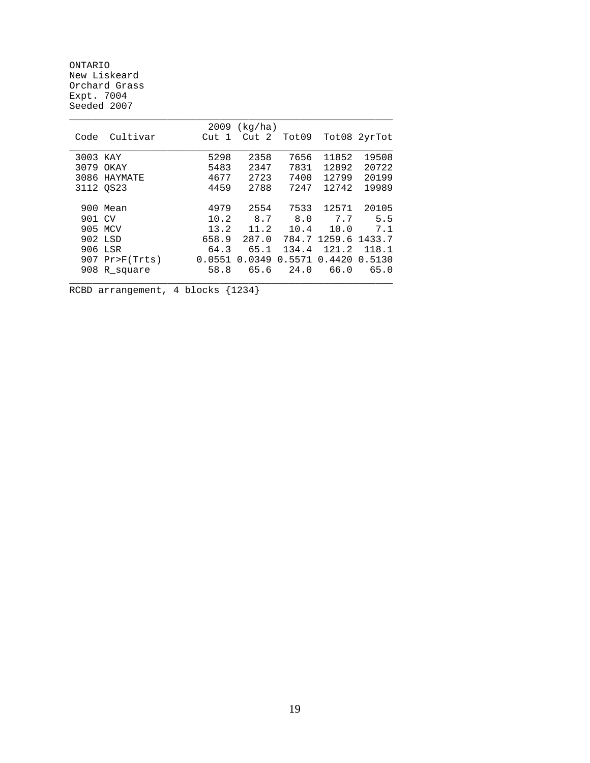ONTARIO
New Liskeard
Orchard Grass
Expt. 7004
Seeded 2007

| Code | Cultivar | 2009 (kg/ha) Cut 1 | Cut 2 | Tot09 | Tot08 | 2yrTot |
|---|---|---|---|---|---|---|
| 3003 | KAY | 5298 | 2358 | 7656 | 11852 | 19508 |
| 3079 | OKAY | 5483 | 2347 | 7831 | 12892 | 20722 |
| 3086 | HAYMATE | 4677 | 2723 | 7400 | 12799 | 20199 |
| 3112 | QS23 | 4459 | 2788 | 7247 | 12742 | 19989 |
| 900 | Mean | 4979 | 2554 | 7533 | 12571 | 20105 |
| 901 | CV | 10.2 | 8.7 | 8.0 | 7.7 | 5.5 |
| 905 | MCV | 13.2 | 11.2 | 10.4 | 10.0 | 7.1 |
| 902 | LSD | 658.9 | 287.0 | 784.7 | 1259.6 | 1433.7 |
| 906 | LSR | 64.3 | 65.1 | 134.4 | 121.2 | 118.1 |
| 907 | Pr>F(Trts) | 0.0551 | 0.0349 | 0.5571 | 0.4420 | 0.5130 |
| 908 | R_square | 58.8 | 65.6 | 24.0 | 66.0 | 65.0 |

RCBD arrangement, 4 blocks {1234}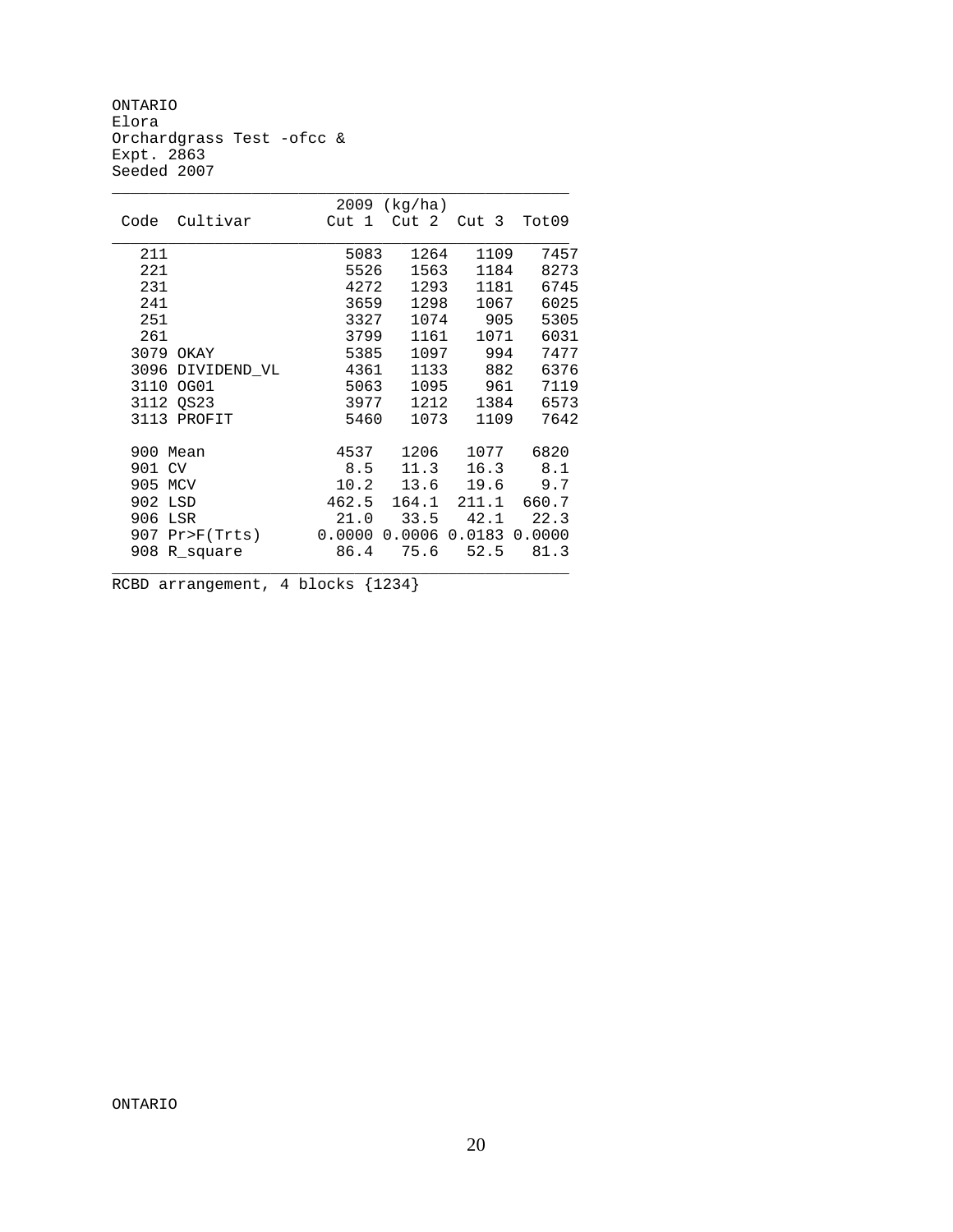ONTARIO
Elora
Orchardgrass Test -ofcc &
Expt. 2863
Seeded 2007

| | | 2009 (kg/ha) | | | |
|---|---|---|---|---|---|
| Code | Cultivar | Cut 1 | Cut 2 | Cut 3 | Tot09 |
| 211 | | 5083 | 1264 | 1109 | 7457 |
| 221 | | 5526 | 1563 | 1184 | 8273 |
| 231 | | 4272 | 1293 | 1181 | 6745 |
| 241 | | 3659 | 1298 | 1067 | 6025 |
| 251 | | 3327 | 1074 | 905 | 5305 |
| 261 | | 3799 | 1161 | 1071 | 6031 |
| 3079 | OKAY | 5385 | 1097 | 994 | 7477 |
| 3096 | DIVIDEND_VL | 4361 | 1133 | 882 | 6376 |
| 3110 | OG01 | 5063 | 1095 | 961 | 7119 |
| 3112 | QS23 | 3977 | 1212 | 1384 | 6573 |
| 3113 | PROFIT | 5460 | 1073 | 1109 | 7642 |
| 900 | Mean | 4537 | 1206 | 1077 | 6820 |
| 901 | CV | 8.5 | 11.3 | 16.3 | 8.1 |
| 905 | MCV | 10.2 | 13.6 | 19.6 | 9.7 |
| 902 | LSD | 462.5 | 164.1 | 211.1 | 660.7 |
| 906 | LSR | 21.0 | 33.5 | 42.1 | 22.3 |
| 907 | Pr>F(Trts) | 0.0000 | 0.0006 | 0.0183 | 0.0000 |
| 908 | R_square | 86.4 | 75.6 | 52.5 | 81.3 |

RCBD arrangement, 4 blocks {1234}

ONTARIO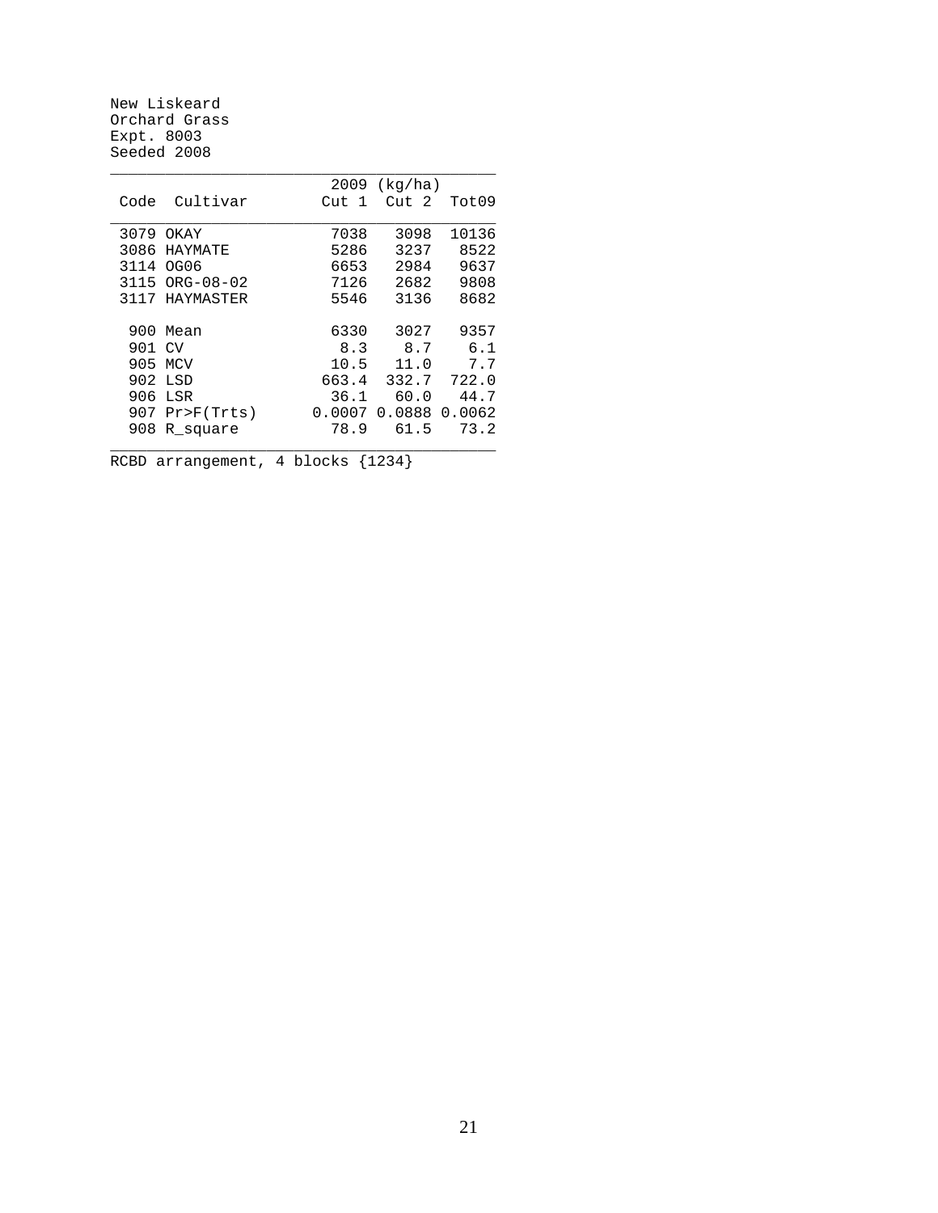New Liskeard
Orchard Grass
Expt. 8003
Seeded 2008

| Code | Cultivar | 2009 (kg/ha) Cut 1 | Cut 2 | Tot09 |
|---|---|---|---|---|
| 3079 | OKAY | 7038 | 3098 | 10136 |
| 3086 | HAYMATE | 5286 | 3237 | 8522 |
| 3114 | OG06 | 6653 | 2984 | 9637 |
| 3115 | ORG-08-02 | 7126 | 2682 | 9808 |
| 3117 | HAYMASTER | 5546 | 3136 | 8682 |
| | | | | |
| 900 | Mean | 6330 | 3027 | 9357 |
| 901 | CV | 8.3 | 8.7 | 6.1 |
| 905 | MCV | 10.5 | 11.0 | 7.7 |
| 902 | LSD | 663.4 | 332.7 | 722.0 |
| 906 | LSR | 36.1 | 60.0 | 44.7 |
| 907 | Pr>F(Trts) | 0.0007 | 0.0888 | 0.0062 |
| 908 | R_square | 78.9 | 61.5 | 73.2 |

RCBD arrangement, 4 blocks {1234}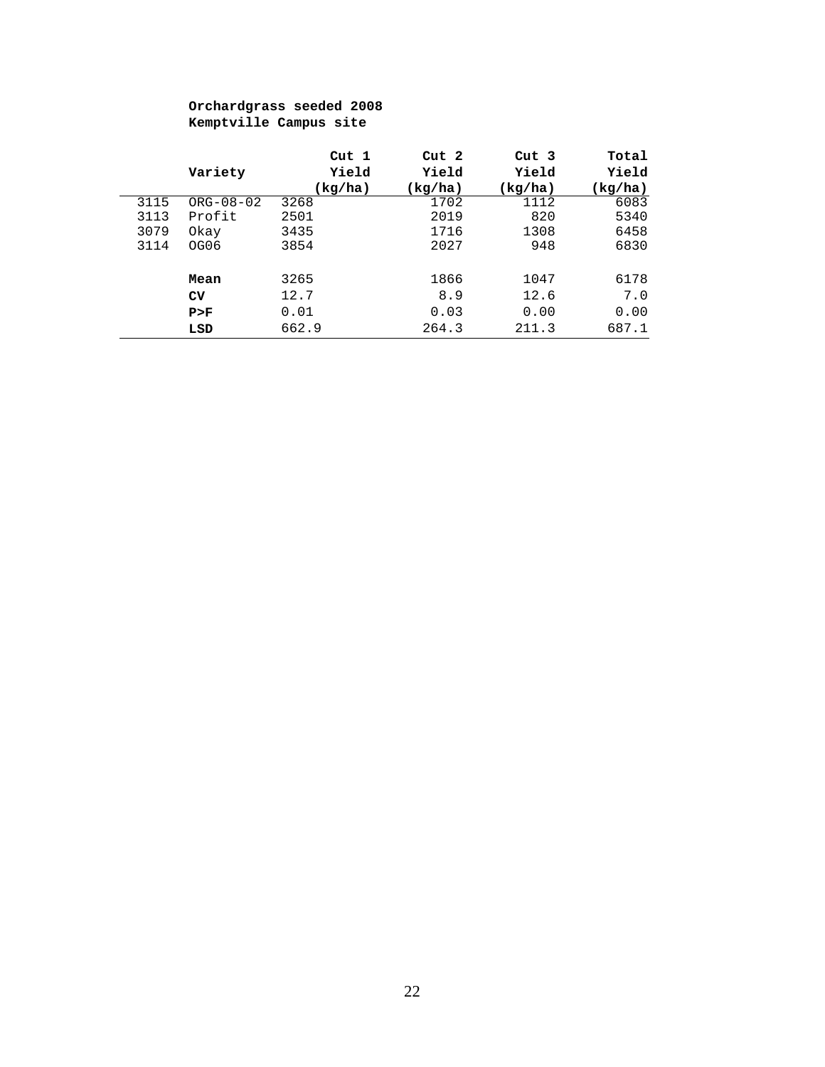**Orchardgrass seeded 2008**
**Kemptville Campus site**

| | Variety | Cut 1 Yield (kg/ha) | Cut 2 Yield (kg/ha) | Cut 3 Yield (kg/ha) | Total Yield (kg/ha) |
|---|---|---|---|---|---|
| 3115 | ORG-08-02 | 3268 | 1702 | 1112 | 6083 |
| 3113 | Profit | 2501 | 2019 | 820 | 5340 |
| 3079 | Okay | 3435 | 1716 | 1308 | 6458 |
| 3114 | OG06 | 3854 | 2027 | 948 | 6830 |
| | **Mean** | 3265 | 1866 | 1047 | 6178 |
| | **CV** | 12.7 | 8.9 | 12.6 | 7.0 |
| | **P>F** | 0.01 | 0.03 | 0.00 | 0.00 |
| | **LSD** | 662.9 | 264.3 | 211.3 | 687.1 |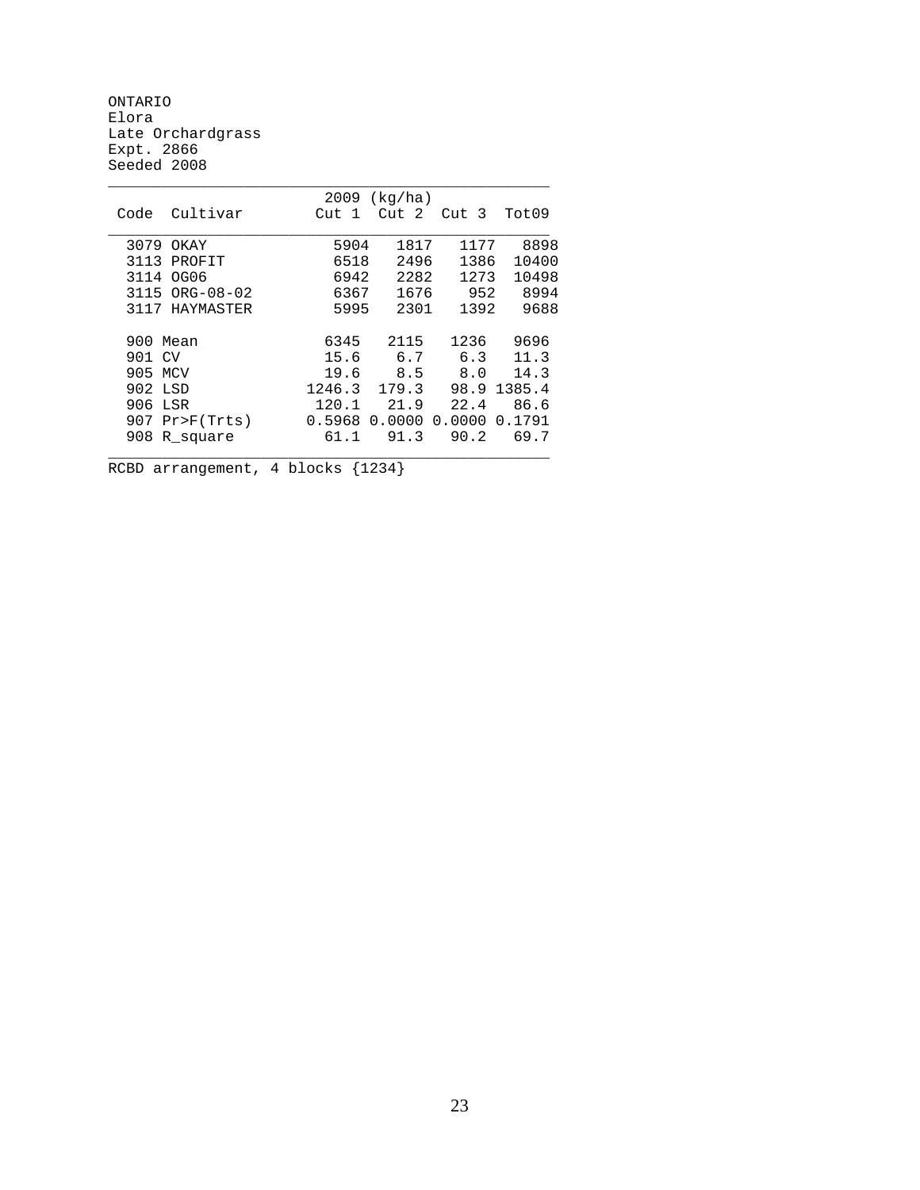ONTARIO
Elora
Late Orchardgrass
Expt. 2866
Seeded 2008

| Code | Cultivar | 2009 (kg/ha) Cut 1 | Cut 2 | Cut 3 | Tot09 |
|---|---|---|---|---|---|
| 3079 | OKAY | 5904 | 1817 | 1177 | 8898 |
| 3113 | PROFIT | 6518 | 2496 | 1386 | 10400 |
| 3114 | OG06 | 6942 | 2282 | 1273 | 10498 |
| 3115 | ORG-08-02 | 6367 | 1676 | 952 | 8994 |
| 3117 | HAYMASTER | 5995 | 2301 | 1392 | 9688 |
| 900 | Mean | 6345 | 2115 | 1236 | 9696 |
| 901 | CV | 15.6 | 6.7 | 6.3 | 11.3 |
| 905 | MCV | 19.6 | 8.5 | 8.0 | 14.3 |
| 902 | LSD | 1246.3 | 179.3 | 98.9 | 1385.4 |
| 906 | LSR | 120.1 | 21.9 | 22.4 | 86.6 |
| 907 | Pr>F(Trts) | 0.5968 | 0.0000 | 0.0000 | 0.1791 |
| 908 | R_square | 61.1 | 91.3 | 90.2 | 69.7 |

RCBD arrangement, 4 blocks {1234}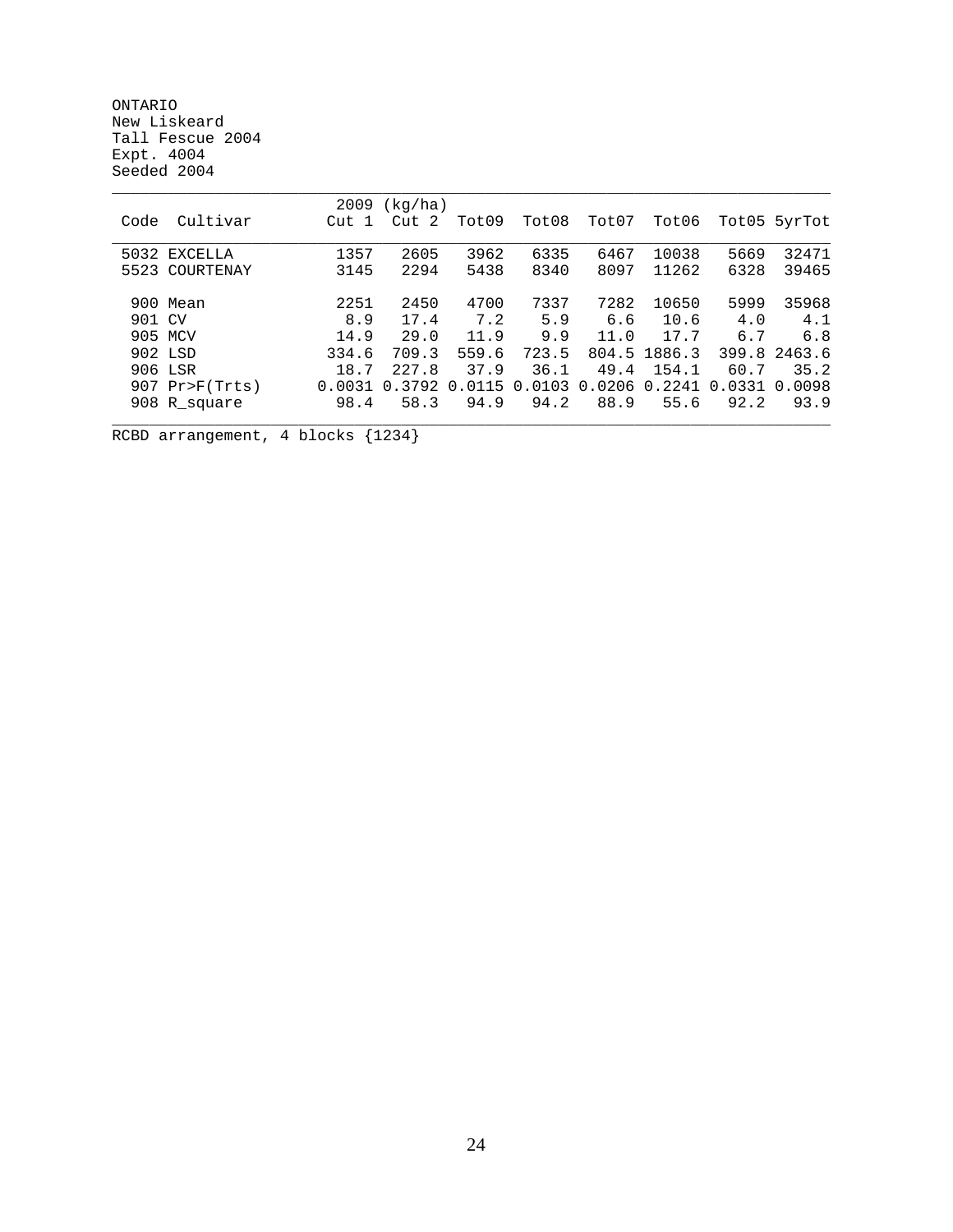ONTARIO
New Liskeard
Tall Fescue 2004
Expt. 4004
Seeded 2004

| Code | Cultivar | 2009 (kg/ha) Cut 1 | Cut 2 | Tot09 | Tot08 | Tot07 | Tot06 | Tot05 | 5yrTot |
|---|---|---|---|---|---|---|---|---|---|
| 5032 | EXCELLA | 1357 | 2605 | 3962 | 6335 | 6467 | 10038 | 5669 | 32471 |
| 5523 | COURTENAY | 3145 | 2294 | 5438 | 8340 | 8097 | 11262 | 6328 | 39465 |
| 900 | Mean | 2251 | 2450 | 4700 | 7337 | 7282 | 10650 | 5999 | 35968 |
| 901 | CV | 8.9 | 17.4 | 7.2 | 5.9 | 6.6 | 10.6 | 4.0 | 4.1 |
| 905 | MCV | 14.9 | 29.0 | 11.9 | 9.9 | 11.0 | 17.7 | 6.7 | 6.8 |
| 902 | LSD | 334.6 | 709.3 | 559.6 | 723.5 | 804.5 | 1886.3 | 399.8 | 2463.6 |
| 906 | LSR | 18.7 | 227.8 | 37.9 | 36.1 | 49.4 | 154.1 | 60.7 | 35.2 |
| 907 | Pr>F(Trts) | 0.0031 | 0.3792 | 0.0115 | 0.0103 | 0.0206 | 0.2241 | 0.0331 | 0.0098 |
| 908 | R_square | 98.4 | 58.3 | 94.9 | 94.2 | 88.9 | 55.6 | 92.2 | 93.9 |

RCBD arrangement, 4 blocks {1234}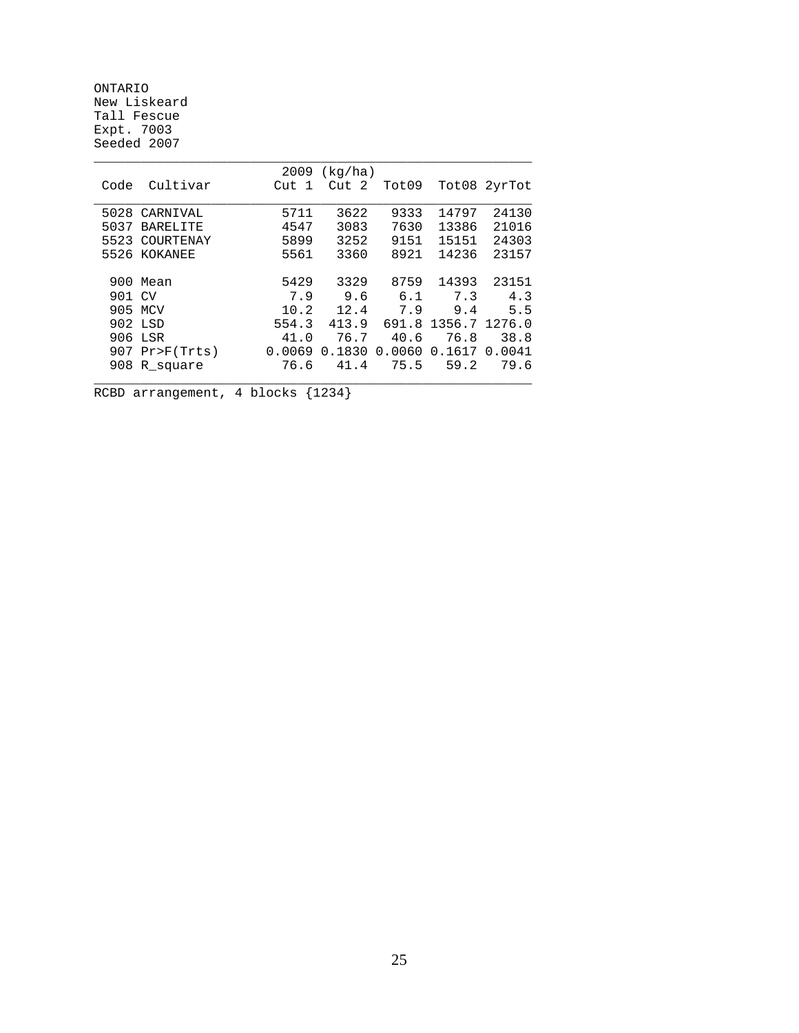ONTARIO
New Liskeard
Tall Fescue
Expt. 7003
Seeded 2007

| Code | Cultivar | 2009 (kg/ha) Cut 1 | Cut 2 | Tot09 | Tot08 | 2yrTot |
|---|---|---|---|---|---|---|
| 5028 | CARNIVAL | 5711 | 3622 | 9333 | 14797 | 24130 |
| 5037 | BARELITE | 4547 | 3083 | 7630 | 13386 | 21016 |
| 5523 | COURTENAY | 5899 | 3252 | 9151 | 15151 | 24303 |
| 5526 | KOKANEE | 5561 | 3360 | 8921 | 14236 | 23157 |
| 900 | Mean | 5429 | 3329 | 8759 | 14393 | 23151 |
| 901 | CV | 7.9 | 9.6 | 6.1 | 7.3 | 4.3 |
| 905 | MCV | 10.2 | 12.4 | 7.9 | 9.4 | 5.5 |
| 902 | LSD | 554.3 | 413.9 | 691.8 | 1356.7 | 1276.0 |
| 906 | LSR | 41.0 | 76.7 | 40.6 | 76.8 | 38.8 |
| 907 | Pr>F(Trts) | 0.0069 | 0.1830 | 0.0060 | 0.1617 | 0.0041 |
| 908 | R_square | 76.6 | 41.4 | 75.5 | 59.2 | 79.6 |

RCBD arrangement, 4 blocks {1234}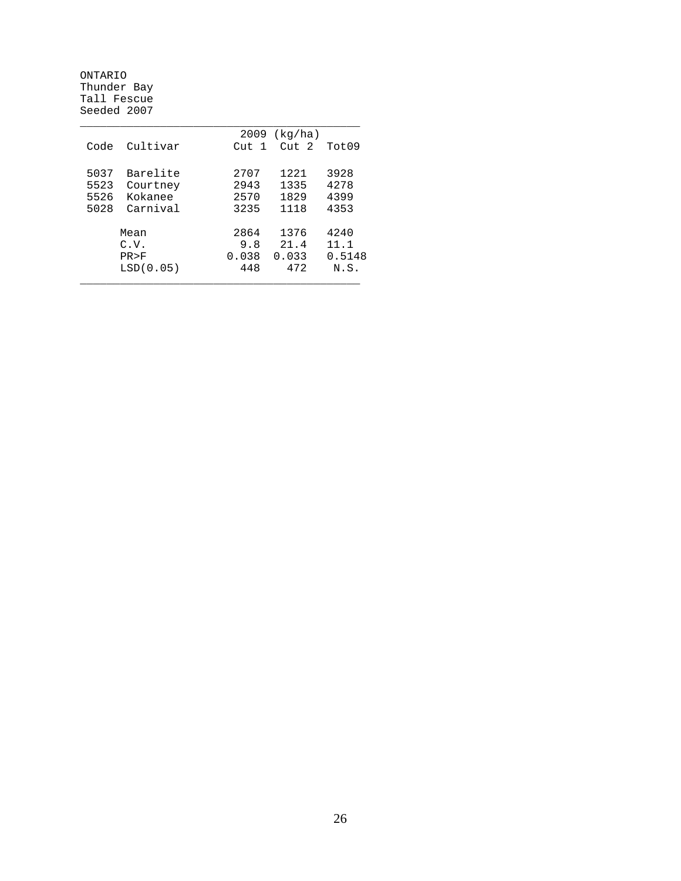ONTARIO
Thunder Bay
Tall Fescue
Seeded 2007

| | | 2009 (kg/ha) | | |
|---|---|---|---|---|
| Code | Cultivar | Cut 1 | Cut 2 | Tot09 |
| 5037 | Barelite | 2707 | 1221 | 3928 |
| 5523 | Courtney | 2943 | 1335 | 4278 |
| 5526 | Kokanee | 2570 | 1829 | 4399 |
| 5028 | Carnival | 3235 | 1118 | 4353 |
| | Mean | 2864 | 1376 | 4240 |
| | C.V. | 9.8 | 21.4 | 11.1 |
| | PR>F | 0.038 | 0.033 | 0.5148 |
| | LSD(0.05) | 448 | 472 | N.S. |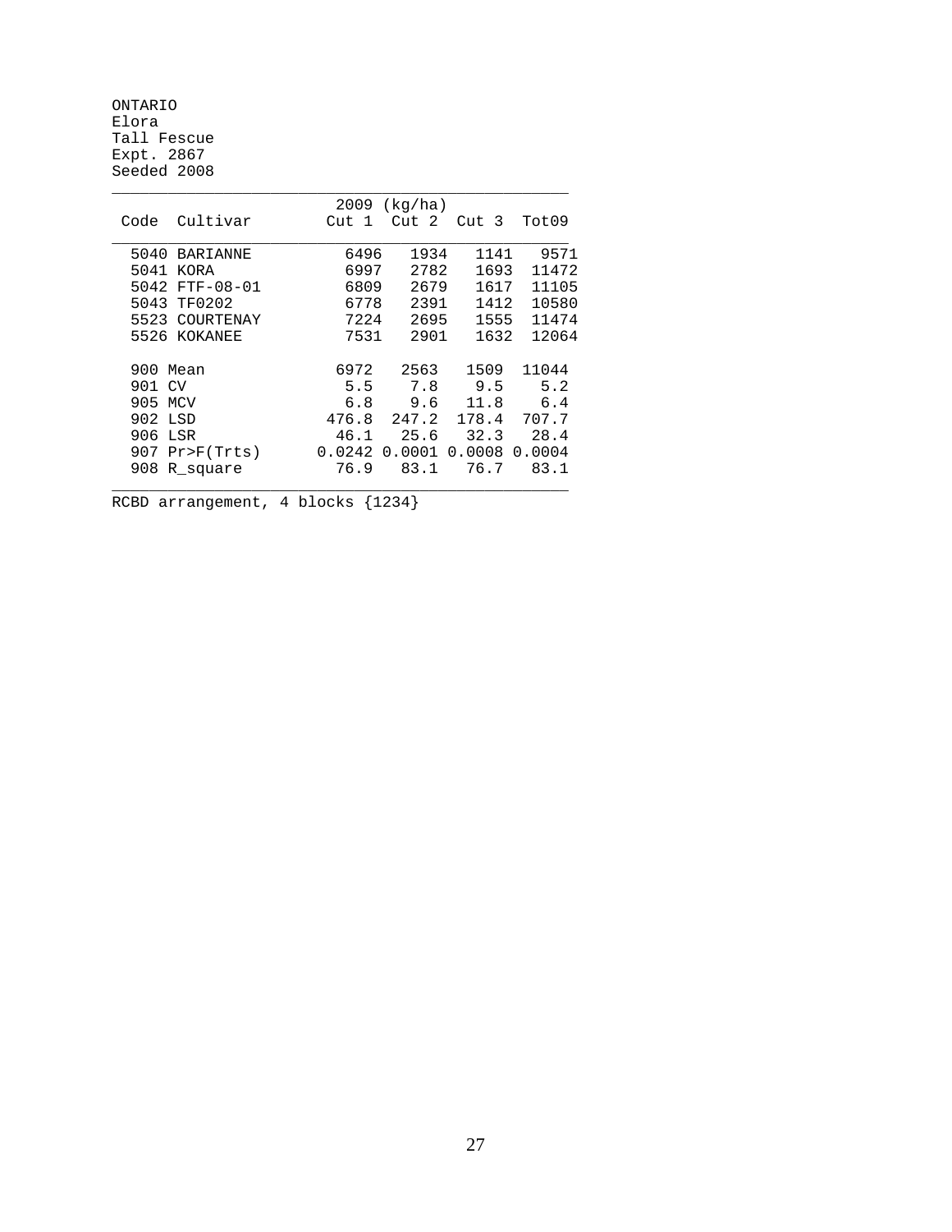ONTARIO
Elora
Tall Fescue
Expt. 2867
Seeded 2008

| Code | Cultivar | 2009 (kg/ha) Cut 1 | Cut 2 | Cut 3 | Tot09 |
|---|---|---|---|---|---|
| 5040 | BARIANNE | 6496 | 1934 | 1141 | 9571 |
| 5041 | KORA | 6997 | 2782 | 1693 | 11472 |
| 5042 | FTF-08-01 | 6809 | 2679 | 1617 | 11105 |
| 5043 | TF0202 | 6778 | 2391 | 1412 | 10580 |
| 5523 | COURTENAY | 7224 | 2695 | 1555 | 11474 |
| 5526 | KOKANEE | 7531 | 2901 | 1632 | 12064 |
| 900 | Mean | 6972 | 2563 | 1509 | 11044 |
| 901 | CV | 5.5 | 7.8 | 9.5 | 5.2 |
| 905 | MCV | 6.8 | 9.6 | 11.8 | 6.4 |
| 902 | LSD | 476.8 | 247.2 | 178.4 | 707.7 |
| 906 | LSR | 46.1 | 25.6 | 32.3 | 28.4 |
| 907 | Pr>F(Trts) | 0.0242 | 0.0001 | 0.0008 | 0.0004 |
| 908 | R_square | 76.9 | 83.1 | 76.7 | 83.1 |

RCBD arrangement, 4 blocks {1234}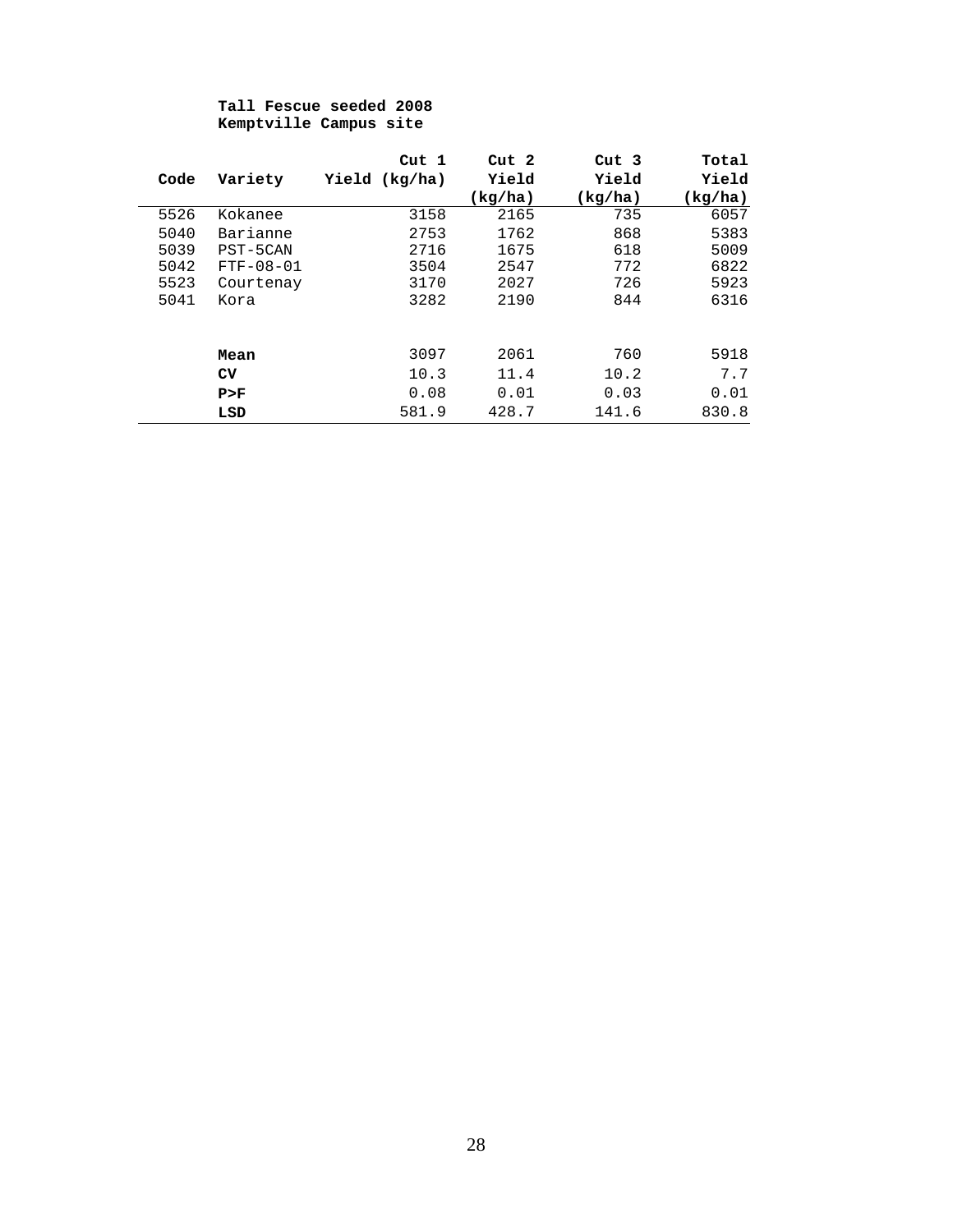**Tall Fescue seeded 2008**
**Kemptville Campus site**

| Code | Variety | Cut 1 Yield (kg/ha) | Cut 2 Yield (kg/ha) | Cut 3 Yield (kg/ha) | Total Yield (kg/ha) |
|---|---|---|---|---|---|
| 5526 | Kokanee | 3158 | 2165 | 735 | 6057 |
| 5040 | Barianne | 2753 | 1762 | 868 | 5383 |
| 5039 | PST-5CAN | 2716 | 1675 | 618 | 5009 |
| 5042 | FTF-08-01 | 3504 | 2547 | 772 | 6822 |
| 5523 | Courtenay | 3170 | 2027 | 726 | 5923 |
| 5041 | Kora | 3282 | 2190 | 844 | 6316 |
| | **Mean** | 3097 | 2061 | 760 | 5918 |
| | **CV** | 10.3 | 11.4 | 10.2 | 7.7 |
| | **P>F** | 0.08 | 0.01 | 0.03 | 0.01 |
| | **LSD** | 581.9 | 428.7 | 141.6 | 830.8 |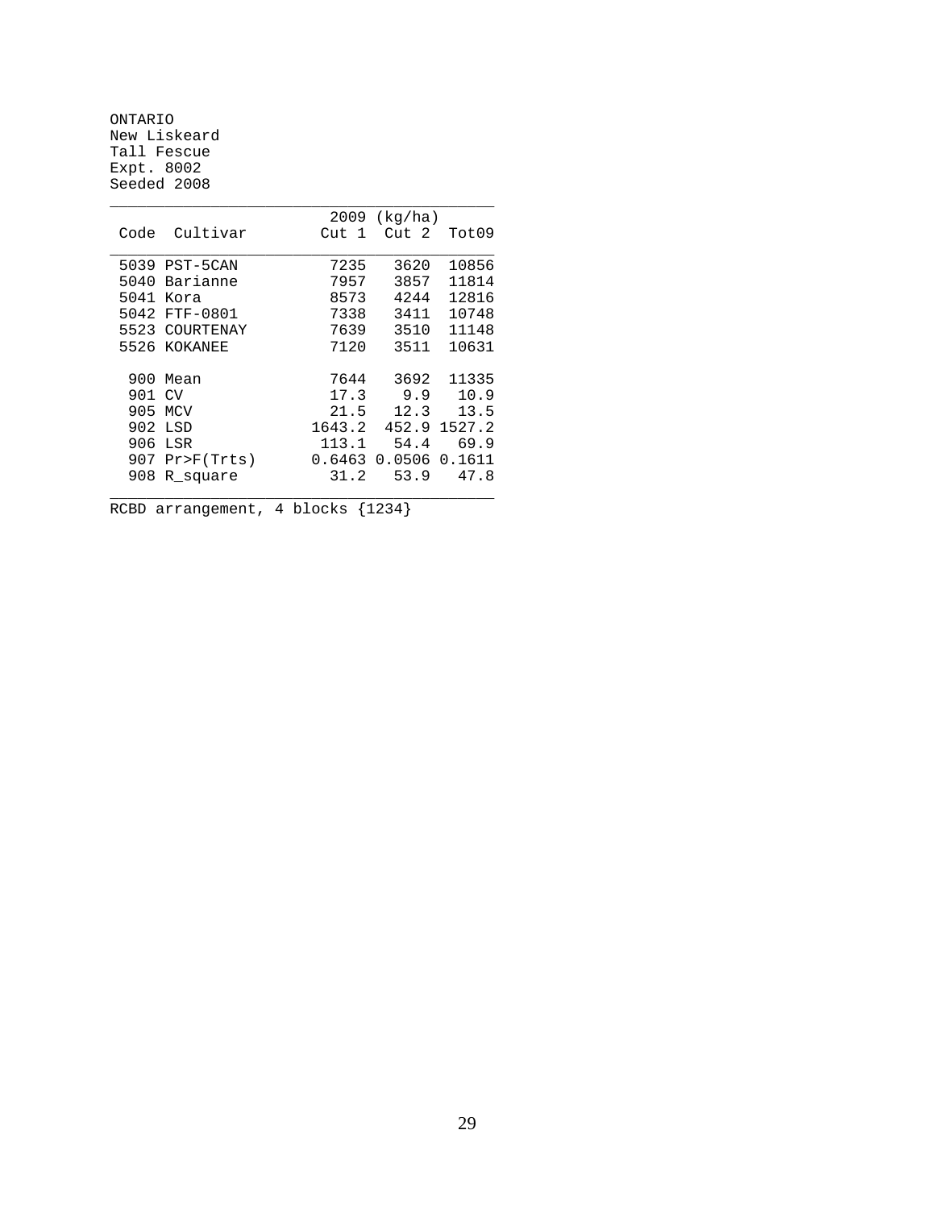ONTARIO
New Liskeard
Tall Fescue
Expt. 8002
Seeded 2008

| Code | Cultivar | 2009 (kg/ha) Cut 1 | Cut 2 | Tot09 |
|---|---|---|---|---|
| 5039 | PST-5CAN | 7235 | 3620 | 10856 |
| 5040 | Barianne | 7957 | 3857 | 11814 |
| 5041 | Kora | 8573 | 4244 | 12816 |
| 5042 | FTF-0801 | 7338 | 3411 | 10748 |
| 5523 | COURTENAY | 7639 | 3510 | 11148 |
| 5526 | KOKANEE | 7120 | 3511 | 10631 |
| 900 | Mean | 7644 | 3692 | 11335 |
| 901 | CV | 17.3 | 9.9 | 10.9 |
| 905 | MCV | 21.5 | 12.3 | 13.5 |
| 902 | LSD | 1643.2 | 452.9 | 1527.2 |
| 906 | LSR | 113.1 | 54.4 | 69.9 |
| 907 | Pr>F(Trts) | 0.6463 | 0.0506 | 0.1611 |
| 908 | R_square | 31.2 | 53.9 | 47.8 |

RCBD arrangement, 4 blocks {1234}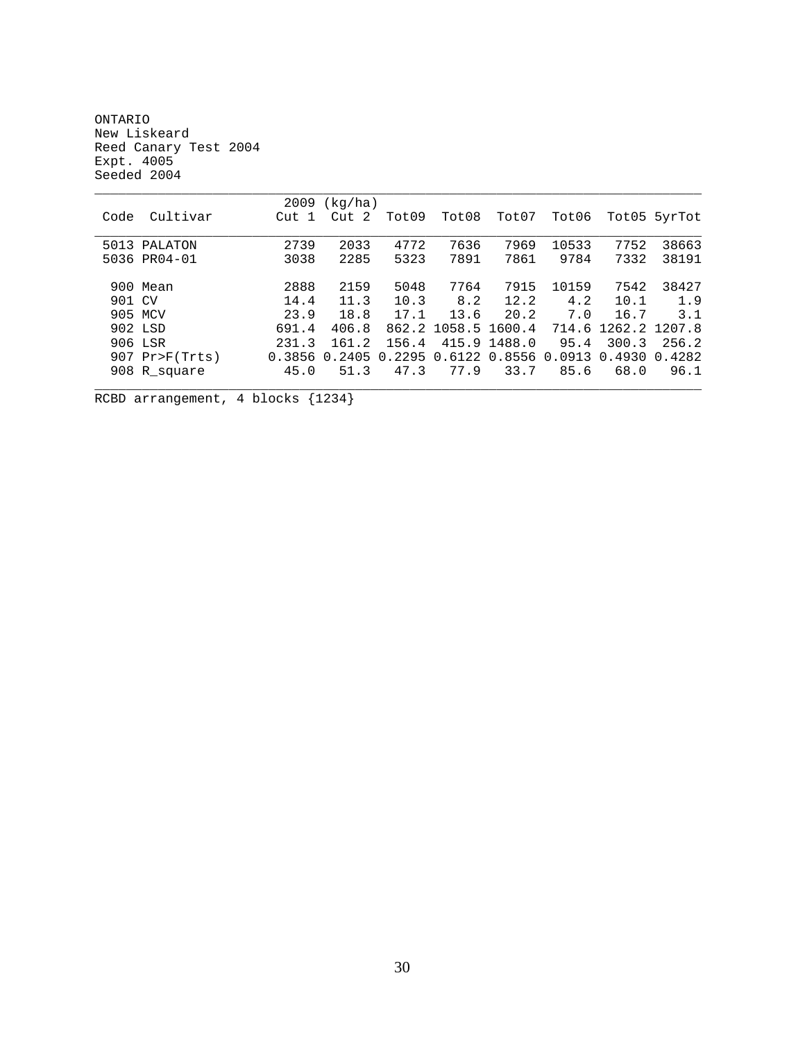ONTARIO
New Liskeard
Reed Canary Test 2004
Expt. 4005
Seeded 2004

| Code | Cultivar | 2009 (kg/ha) Cut 1 | Cut 2 | Tot09 | Tot08 | Tot07 | Tot06 | Tot05 | 5yrTot |
|---|---|---|---|---|---|---|---|---|---|
| 5013 | PALATON | 2739 | 2033 | 4772 | 7636 | 7969 | 10533 | 7752 | 38663 |
| 5036 | PR04-01 | 3038 | 2285 | 5323 | 7891 | 7861 | 9784 | 7332 | 38191 |
| 900 | Mean | 2888 | 2159 | 5048 | 7764 | 7915 | 10159 | 7542 | 38427 |
| 901 | CV | 14.4 | 11.3 | 10.3 | 8.2 | 12.2 | 4.2 | 10.1 | 1.9 |
| 905 | MCV | 23.9 | 18.8 | 17.1 | 13.6 | 20.2 | 7.0 | 16.7 | 3.1 |
| 902 | LSD | 691.4 | 406.8 | 862.2 | 1058.5 | 1600.4 | 714.6 | 1262.2 | 1207.8 |
| 906 | LSR | 231.3 | 161.2 | 156.4 | 415.9 | 1488.0 | 95.4 | 300.3 | 256.2 |
| 907 | Pr>F(Trts) | 0.3856 | 0.2405 | 0.2295 | 0.6122 | 0.8556 | 0.0913 | 0.4930 | 0.4282 |
| 908 | R_square | 45.0 | 51.3 | 47.3 | 77.9 | 33.7 | 85.6 | 68.0 | 96.1 |

RCBD arrangement, 4 blocks {1234}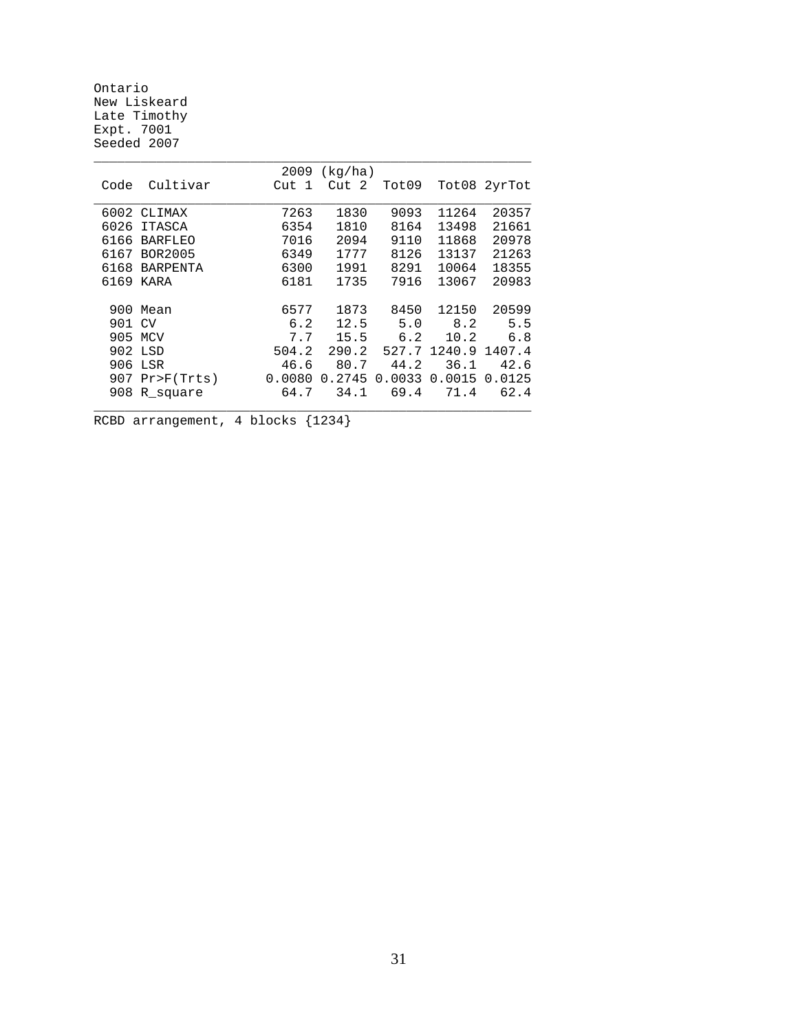Ontario
New Liskeard
Late Timothy
Expt. 7001
Seeded 2007

| Code | Cultivar | 2009 (kg/ha) Cut 1 | Cut 2 | Tot09 | Tot08 | 2yrTot |
|---|---|---|---|---|---|---|
| 6002 | CLIMAX | 7263 | 1830 | 9093 | 11264 | 20357 |
| 6026 | ITASCA | 6354 | 1810 | 8164 | 13498 | 21661 |
| 6166 | BARFLEO | 7016 | 2094 | 9110 | 11868 | 20978 |
| 6167 | BOR2005 | 6349 | 1777 | 8126 | 13137 | 21263 |
| 6168 | BARPENTA | 6300 | 1991 | 8291 | 10064 | 18355 |
| 6169 | KARA | 6181 | 1735 | 7916 | 13067 | 20983 |
| 900 | Mean | 6577 | 1873 | 8450 | 12150 | 20599 |
| 901 | CV | 6.2 | 12.5 | 5.0 | 8.2 | 5.5 |
| 905 | MCV | 7.7 | 15.5 | 6.2 | 10.2 | 6.8 |
| 902 | LSD | 504.2 | 290.2 | 527.7 | 1240.9 | 1407.4 |
| 906 | LSR | 46.6 | 80.7 | 44.2 | 36.1 | 42.6 |
| 907 | Pr>F(Trts) | 0.0080 | 0.2745 | 0.0033 | 0.0015 | 0.0125 |
| 908 | R_square | 64.7 | 34.1 | 69.4 | 71.4 | 62.4 |

RCBD arrangement, 4 blocks {1234}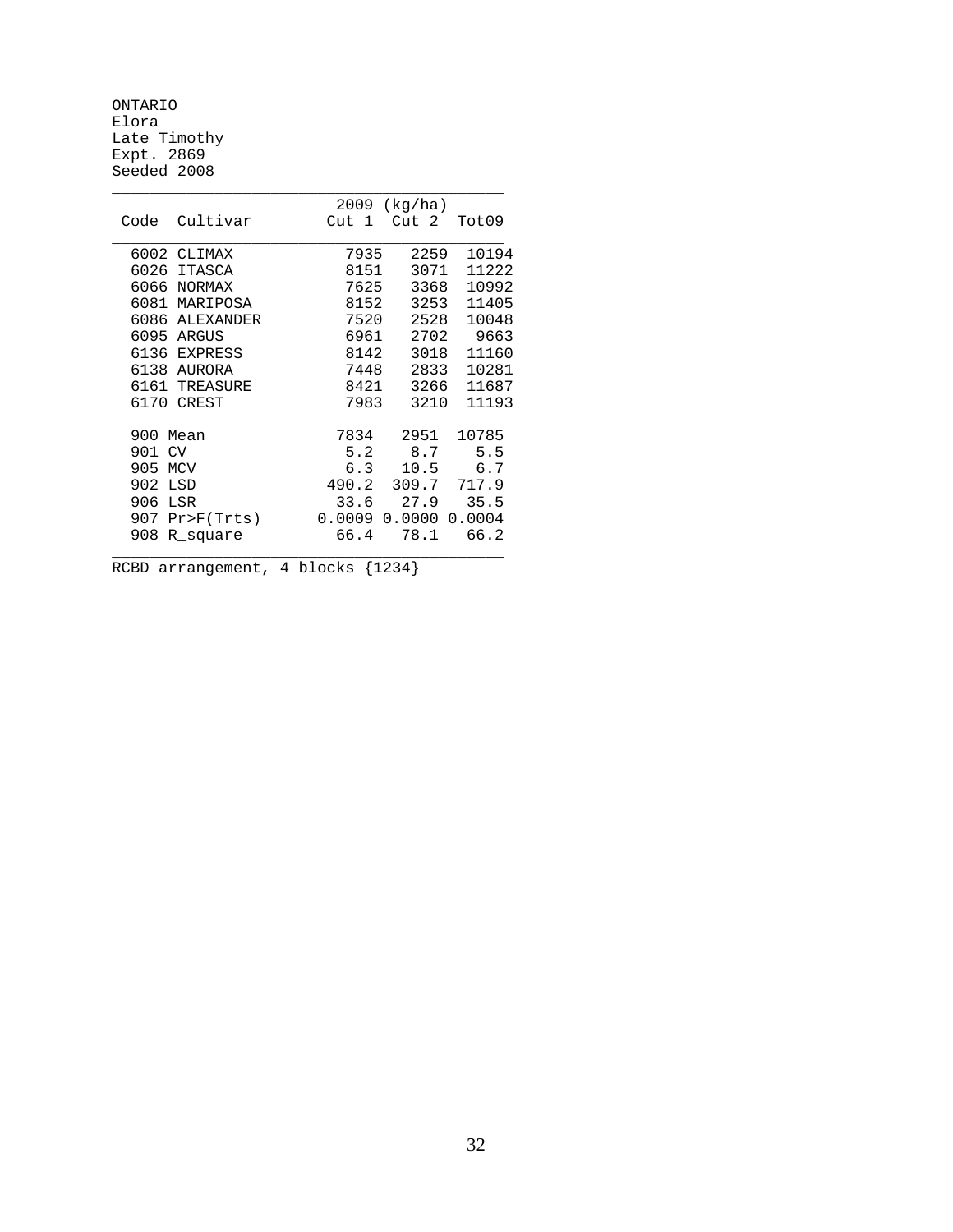ONTARIO
Elora
Late Timothy
Expt. 2869
Seeded 2008

| Code | Cultivar | 2009 (kg/ha) Cut 1 | Cut 2 | Tot09 |
|---|---|---|---|---|
| 6002 | CLIMAX | 7935 | 2259 | 10194 |
| 6026 | ITASCA | 8151 | 3071 | 11222 |
| 6066 | NORMAX | 7625 | 3368 | 10992 |
| 6081 | MARIPOSA | 8152 | 3253 | 11405 |
| 6086 | ALEXANDER | 7520 | 2528 | 10048 |
| 6095 | ARGUS | 6961 | 2702 | 9663 |
| 6136 | EXPRESS | 8142 | 3018 | 11160 |
| 6138 | AURORA | 7448 | 2833 | 10281 |
| 6161 | TREASURE | 8421 | 3266 | 11687 |
| 6170 | CREST | 7983 | 3210 | 11193 |
| 900 | Mean | 7834 | 2951 | 10785 |
| 901 | CV | 5.2 | 8.7 | 5.5 |
| 905 | MCV | 6.3 | 10.5 | 6.7 |
| 902 | LSD | 490.2 | 309.7 | 717.9 |
| 906 | LSR | 33.6 | 27.9 | 35.5 |
| 907 | Pr>F(Trts) | 0.0009 | 0.0000 | 0.0004 |
| 908 | R_square | 66.4 | 78.1 | 66.2 |

RCBD arrangement, 4 blocks {1234}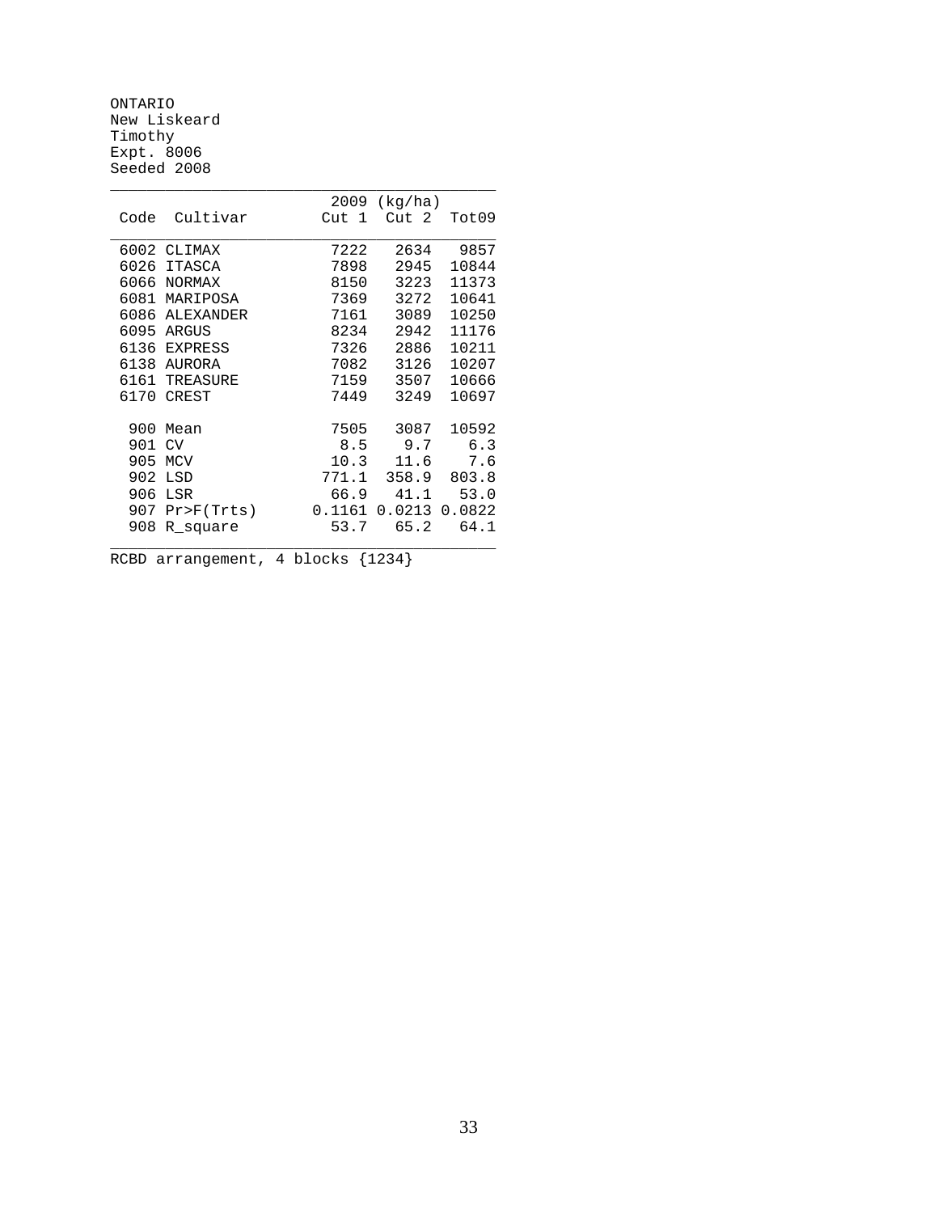ONTARIO
New Liskeard
Timothy
Expt. 8006
Seeded 2008

| Code | Cultivar | 2009 (kg/ha) Cut 1 | Cut 2 | Tot09 |
|---|---|---|---|---|
| 6002 | CLIMAX | 7222 | 2634 | 9857 |
| 6026 | ITASCA | 7898 | 2945 | 10844 |
| 6066 | NORMAX | 8150 | 3223 | 11373 |
| 6081 | MARIPOSA | 7369 | 3272 | 10641 |
| 6086 | ALEXANDER | 7161 | 3089 | 10250 |
| 6095 | ARGUS | 8234 | 2942 | 11176 |
| 6136 | EXPRESS | 7326 | 2886 | 10211 |
| 6138 | AURORA | 7082 | 3126 | 10207 |
| 6161 | TREASURE | 7159 | 3507 | 10666 |
| 6170 | CREST | 7449 | 3249 | 10697 |
| 900 | Mean | 7505 | 3087 | 10592 |
| 901 | CV | 8.5 | 9.7 | 6.3 |
| 905 | MCV | 10.3 | 11.6 | 7.6 |
| 902 | LSD | 771.1 | 358.9 | 803.8 |
| 906 | LSR | 66.9 | 41.1 | 53.0 |
| 907 | Pr>F(Trts) | 0.1161 | 0.0213 | 0.0822 |
| 908 | R_square | 53.7 | 65.2 | 64.1 |

RCBD arrangement, 4 blocks {1234}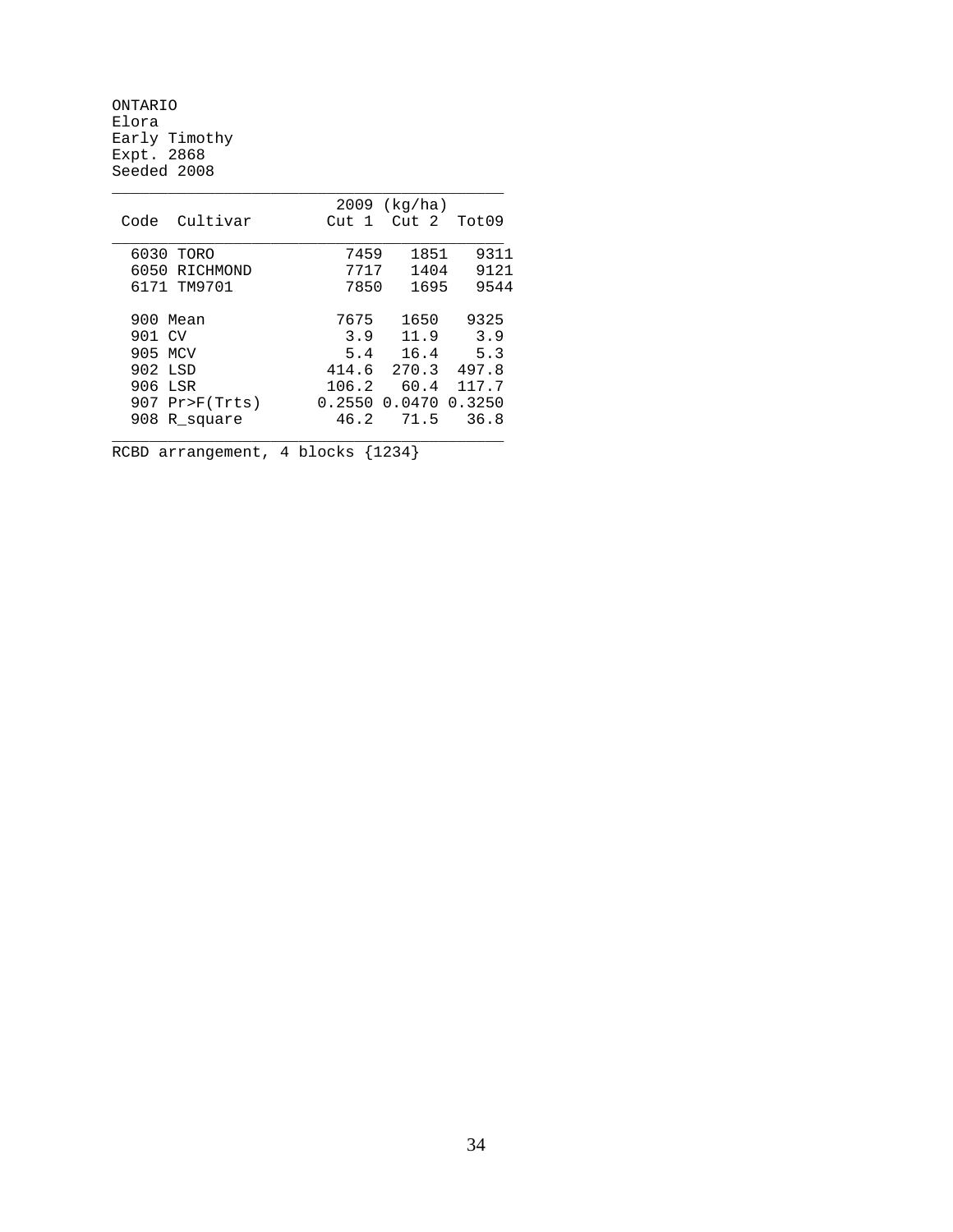ONTARIO
Elora
Early Timothy
Expt. 2868
Seeded 2008

| Code | Cultivar | 2009 (kg/ha) Cut 1 | Cut 2 | Tot09 |
|---|---|---|---|---|
| 6030 | TORO | 7459 | 1851 | 9311 |
| 6050 | RICHMOND | 7717 | 1404 | 9121 |
| 6171 | TM9701 | 7850 | 1695 | 9544 |
| | | | | |
| 900 | Mean | 7675 | 1650 | 9325 |
| 901 | CV | 3.9 | 11.9 | 3.9 |
| 905 | MCV | 5.4 | 16.4 | 5.3 |
| 902 | LSD | 414.6 | 270.3 | 497.8 |
| 906 | LSR | 106.2 | 60.4 | 117.7 |
| 907 | Pr>F(Trts) | 0.2550 | 0.0470 | 0.3250 |
| 908 | R_square | 46.2 | 71.5 | 36.8 |

RCBD arrangement, 4 blocks {1234}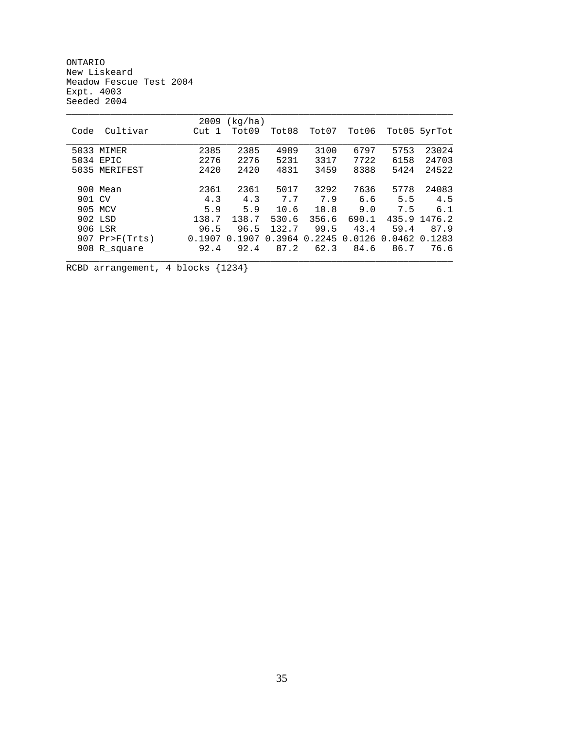ONTARIO
New Liskeard
Meadow Fescue Test 2004
Expt. 4003
Seeded 2004

| Code | Cultivar | 2009 (kg/ha) Cut 1 | Tot09 | Tot08 | Tot07 | Tot06 | Tot05 | 5yrTot |
|---|---|---|---|---|---|---|---|---|
| 5033 | MIMER | 2385 | 2385 | 4989 | 3100 | 6797 | 5753 | 23024 |
| 5034 | EPIC | 2276 | 2276 | 5231 | 3317 | 7722 | 6158 | 24703 |
| 5035 | MERIFEST | 2420 | 2420 | 4831 | 3459 | 8388 | 5424 | 24522 |
| 900 | Mean | 2361 | 2361 | 5017 | 3292 | 7636 | 5778 | 24083 |
| 901 | CV | 4.3 | 4.3 | 7.7 | 7.9 | 6.6 | 5.5 | 4.5 |
| 905 | MCV | 5.9 | 5.9 | 10.6 | 10.8 | 9.0 | 7.5 | 6.1 |
| 902 | LSD | 138.7 | 138.7 | 530.6 | 356.6 | 690.1 | 435.9 | 1476.2 |
| 906 | LSR | 96.5 | 96.5 | 132.7 | 99.5 | 43.4 | 59.4 | 87.9 |
| 907 | Pr>F(Trts) | 0.1907 | 0.1907 | 0.3964 | 0.2245 | 0.0126 | 0.0462 | 0.1283 |
| 908 | R_square | 92.4 | 92.4 | 87.2 | 62.3 | 84.6 | 86.7 | 76.6 |

RCBD arrangement, 4 blocks {1234}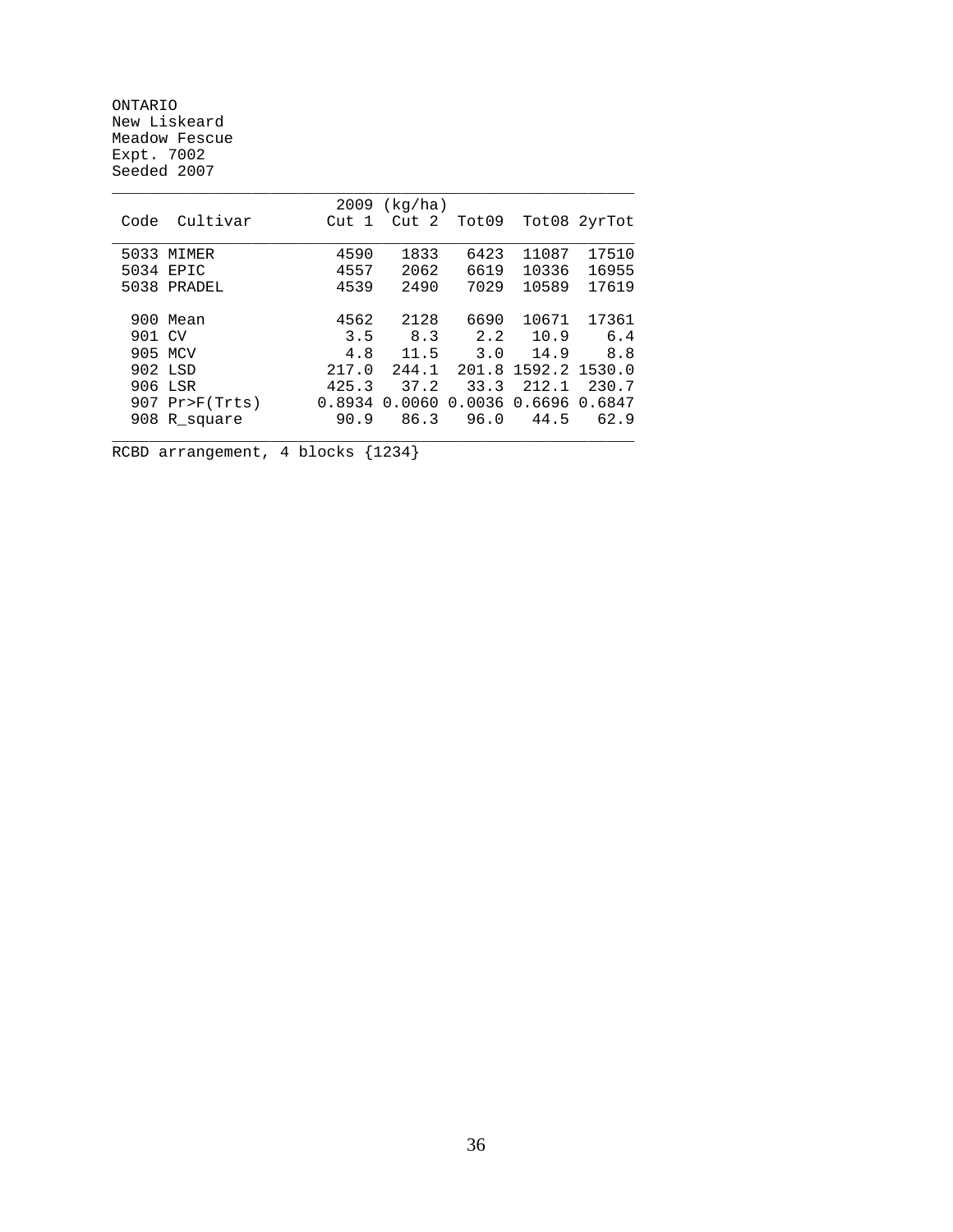ONTARIO
New Liskeard
Meadow Fescue
Expt. 7002
Seeded 2007

| Code | Cultivar | 2009 (kg/ha) Cut 1 | Cut 2 | Tot09 | Tot08 | 2yrTot |
|---|---|---|---|---|---|---|
| 5033 | MIMER | 4590 | 1833 | 6423 | 11087 | 17510 |
| 5034 | EPIC | 4557 | 2062 | 6619 | 10336 | 16955 |
| 5038 | PRADEL | 4539 | 2490 | 7029 | 10589 | 17619 |
| 900 | Mean | 4562 | 2128 | 6690 | 10671 | 17361 |
| 901 | CV | 3.5 | 8.3 | 2.2 | 10.9 | 6.4 |
| 905 | MCV | 4.8 | 11.5 | 3.0 | 14.9 | 8.8 |
| 902 | LSD | 217.0 | 244.1 | 201.8 | 1592.2 | 1530.0 |
| 906 | LSR | 425.3 | 37.2 | 33.3 | 212.1 | 230.7 |
| 907 | Pr>F(Trts) | 0.8934 | 0.0060 | 0.0036 | 0.6696 | 0.6847 |
| 908 | R_square | 90.9 | 86.3 | 96.0 | 44.5 | 62.9 |

RCBD arrangement, 4 blocks {1234}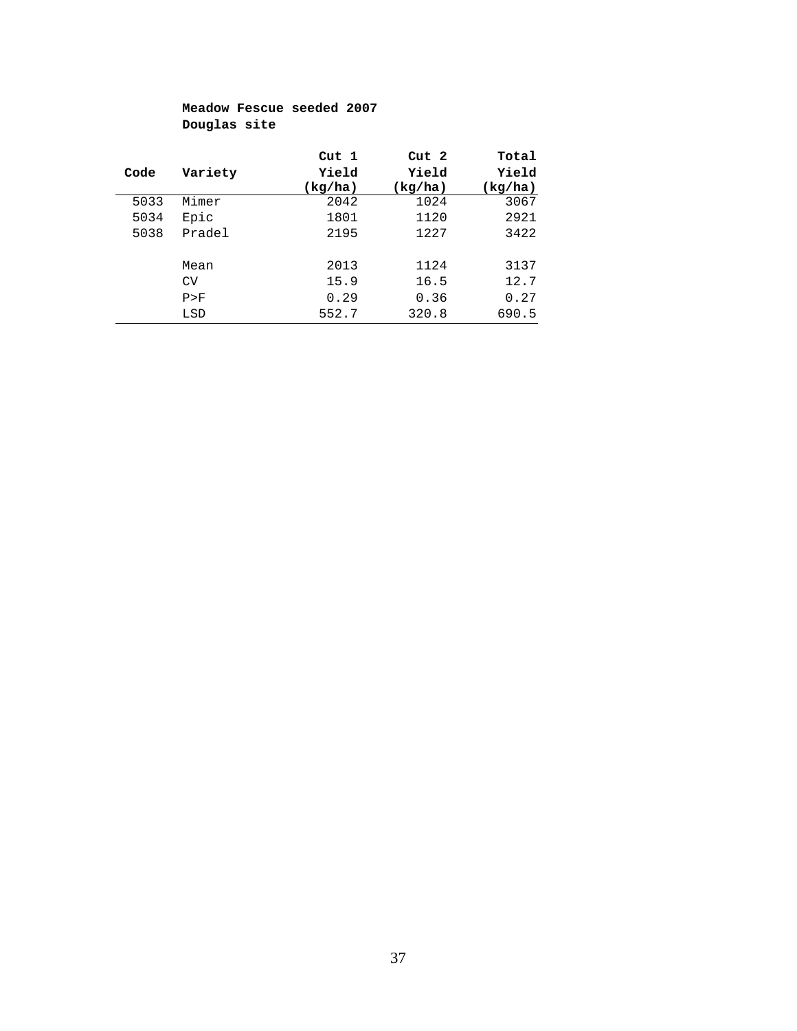**Meadow Fescue seeded 2007**
**Douglas site**

| Code | Variety | Cut 1 Yield (kg/ha) | Cut 2 Yield (kg/ha) | Total Yield (kg/ha) |
|---|---|---|---|---|
| 5033 | Mimer | 2042 | 1024 | 3067 |
| 5034 | Epic | 1801 | 1120 | 2921 |
| 5038 | Pradel | 2195 | 1227 | 3422 |
| | | | | |
| | Mean | 2013 | 1124 | 3137 |
| | CV | 15.9 | 16.5 | 12.7 |
| | P>F | 0.29 | 0.36 | 0.27 |
| | LSD | 552.7 | 320.8 | 690.5 |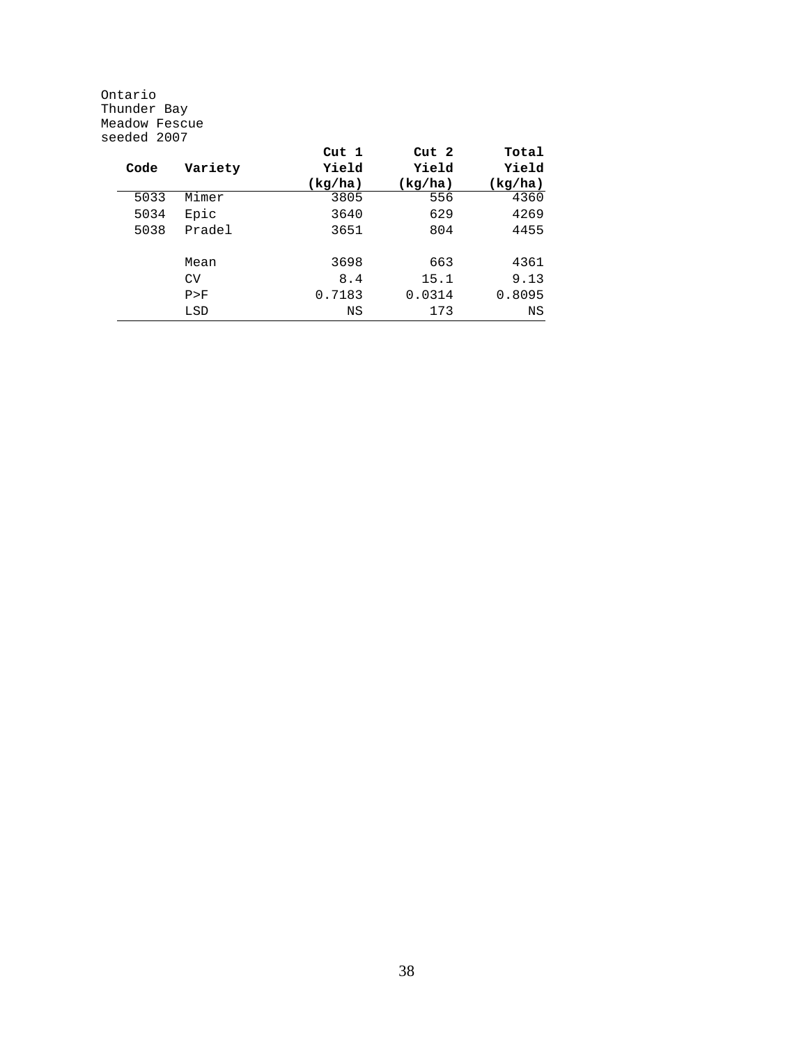Ontario
Thunder Bay
Meadow Fescue
seeded 2007

| Code | Variety | Cut 1 Yield (kg/ha) | Cut 2 Yield (kg/ha) | Total Yield (kg/ha) |
|---|---|---|---|---|
| 5033 | Mimer | 3805 | 556 | 4360 |
| 5034 | Epic | 3640 | 629 | 4269 |
| 5038 | Pradel | 3651 | 804 | 4455 |
| | Mean | 3698 | 663 | 4361 |
| | CV | 8.4 | 15.1 | 9.13 |
| | P>F | 0.7183 | 0.0314 | 0.8095 |
| | LSD | NS | 173 | NS |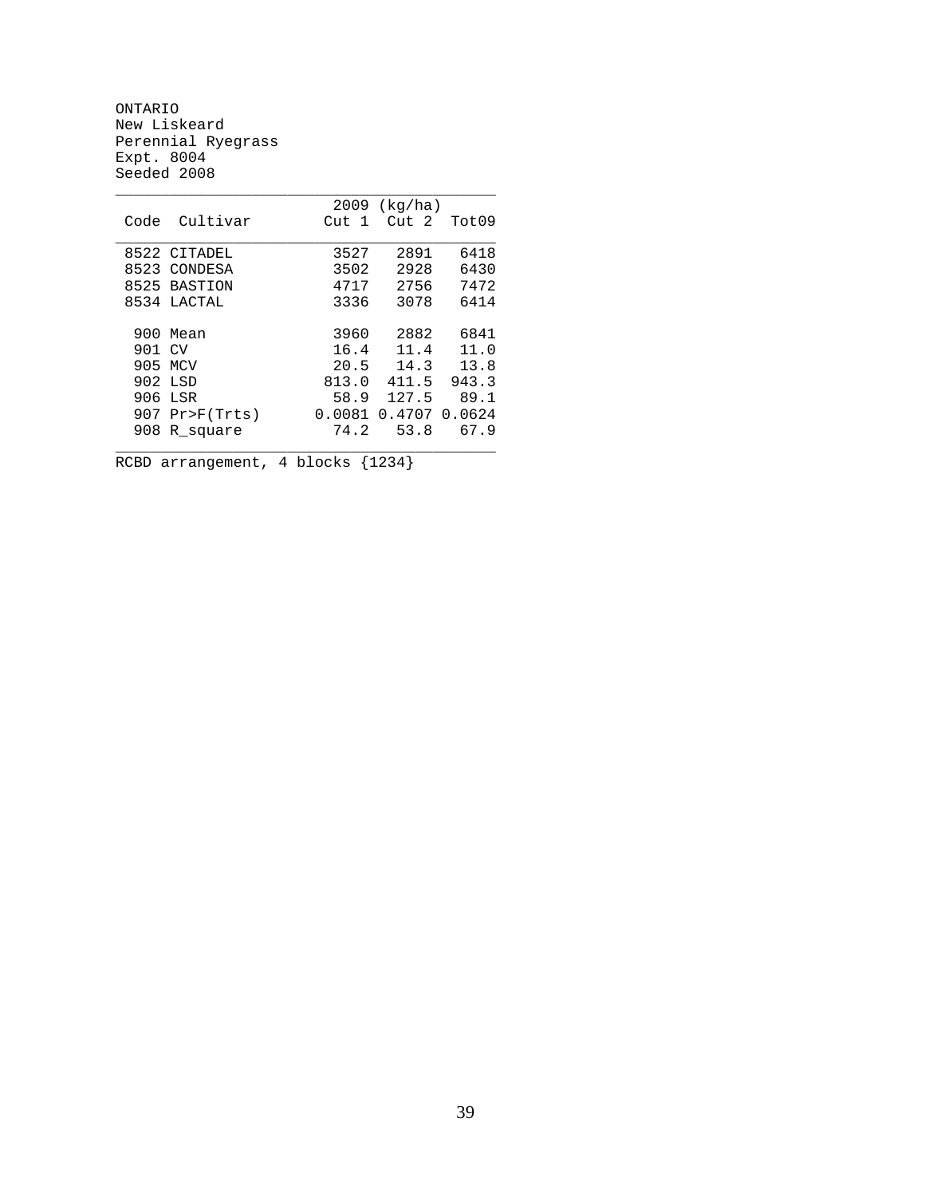ONTARIO
New Liskeard
Perennial Ryegrass
Expt. 8004
Seeded 2008

| Code | Cultivar | 2009 (kg/ha) Cut 1 | Cut 2 | Tot09 |
|---|---|---|---|---|
| 8522 | CITADEL | 3527 | 2891 | 6418 |
| 8523 | CONDESA | 3502 | 2928 | 6430 |
| 8525 | BASTION | 4717 | 2756 | 7472 |
| 8534 | LACTAL | 3336 | 3078 | 6414 |
| | | | | |
| 900 | Mean | 3960 | 2882 | 6841 |
| 901 | CV | 16.4 | 11.4 | 11.0 |
| 905 | MCV | 20.5 | 14.3 | 13.8 |
| 902 | LSD | 813.0 | 411.5 | 943.3 |
| 906 | LSR | 58.9 | 127.5 | 89.1 |
| 907 | Pr>F(Trts) | 0.0081 | 0.4707 | 0.0624 |
| 908 | R_square | 74.2 | 53.8 | 67.9 |

RCBD arrangement, 4 blocks {1234}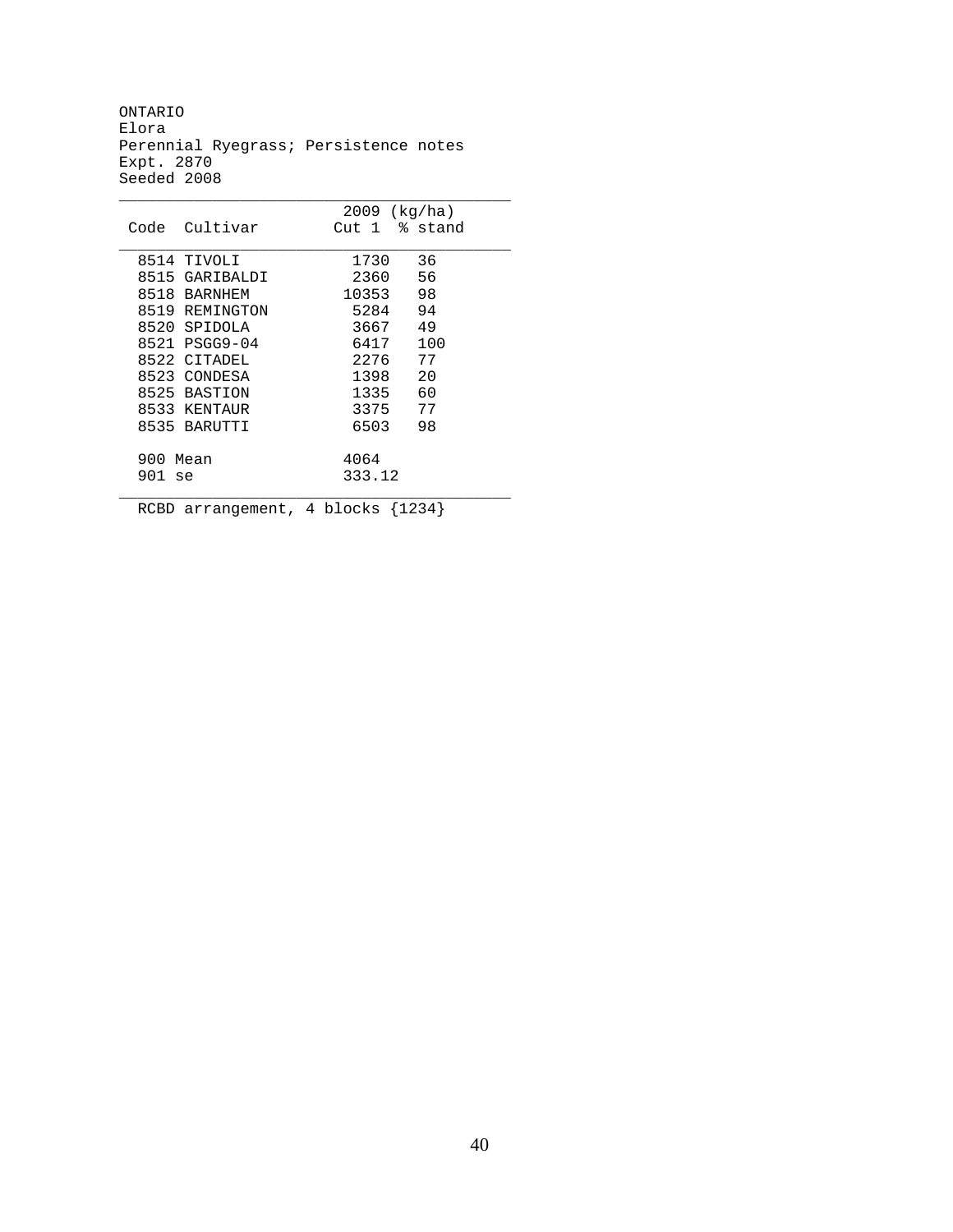ONTARIO
Elora
Perennial Ryegrass; Persistence notes
Expt. 2870
Seeded 2008

| Code | Cultivar | 2009 (kg/ha) Cut 1 | % stand |
|---|---|---|---|
| 8514 | TIVOLI | 1730 | 36 |
| 8515 | GARIBALDI | 2360 | 56 |
| 8518 | BARNHEM | 10353 | 98 |
| 8519 | REMINGTON | 5284 | 94 |
| 8520 | SPIDOLA | 3667 | 49 |
| 8521 | PSGG9-04 | 6417 | 100 |
| 8522 | CITADEL | 2276 | 77 |
| 8523 | CONDESA | 1398 | 20 |
| 8525 | BASTION | 1335 | 60 |
| 8533 | KENTAUR | 3375 | 77 |
| 8535 | BARUTTI | 6503 | 98 |
| 900 | Mean | 4064 | |
| 901 | se | 333.12 | |

RCBD arrangement, 4 blocks {1234}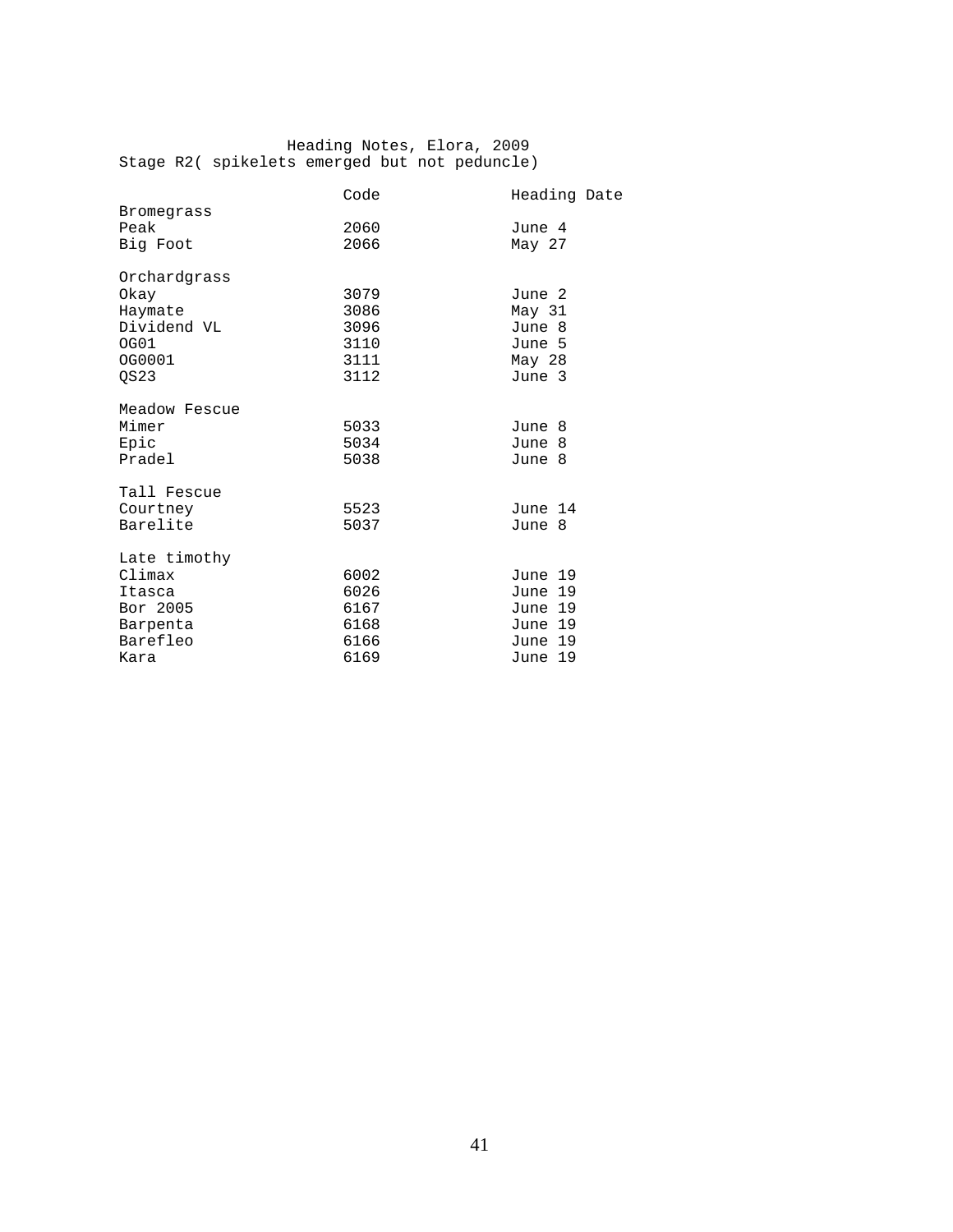# Heading Notes, Elora, 2009

Stage R2( spikelets emerged but not peduncle)

| | Code | Heading Date |
|---|---|---|
| Bromegrass | | |
| Peak | 2060 | June 4 |
| Big Foot | 2066 | May 27 |
| | | |
| Orchardgrass | | |
| Okay | 3079 | June 2 |
| Haymate | 3086 | May 31 |
| Dividend VL | 3096 | June 8 |
| OG01 | 3110 | June 5 |
| OG0001 | 3111 | May 28 |
| QS23 | 3112 | June 3 |
| | | |
| Meadow Fescue | | |
| Mimer | 5033 | June 8 |
| Epic | 5034 | June 8 |
| Pradel | 5038 | June 8 |
| | | |
| Tall Fescue | | |
| Courtney | 5523 | June 14 |
| Barelite | 5037 | June 8 |
| | | |
| Late timothy | | |
| Climax | 6002 | June 19 |
| Itasca | 6026 | June 19 |
| Bor 2005 | 6167 | June 19 |
| Barpenta | 6168 | June 19 |
| Barefleo | 6166 | June 19 |
| Kara | 6169 | June 19 |